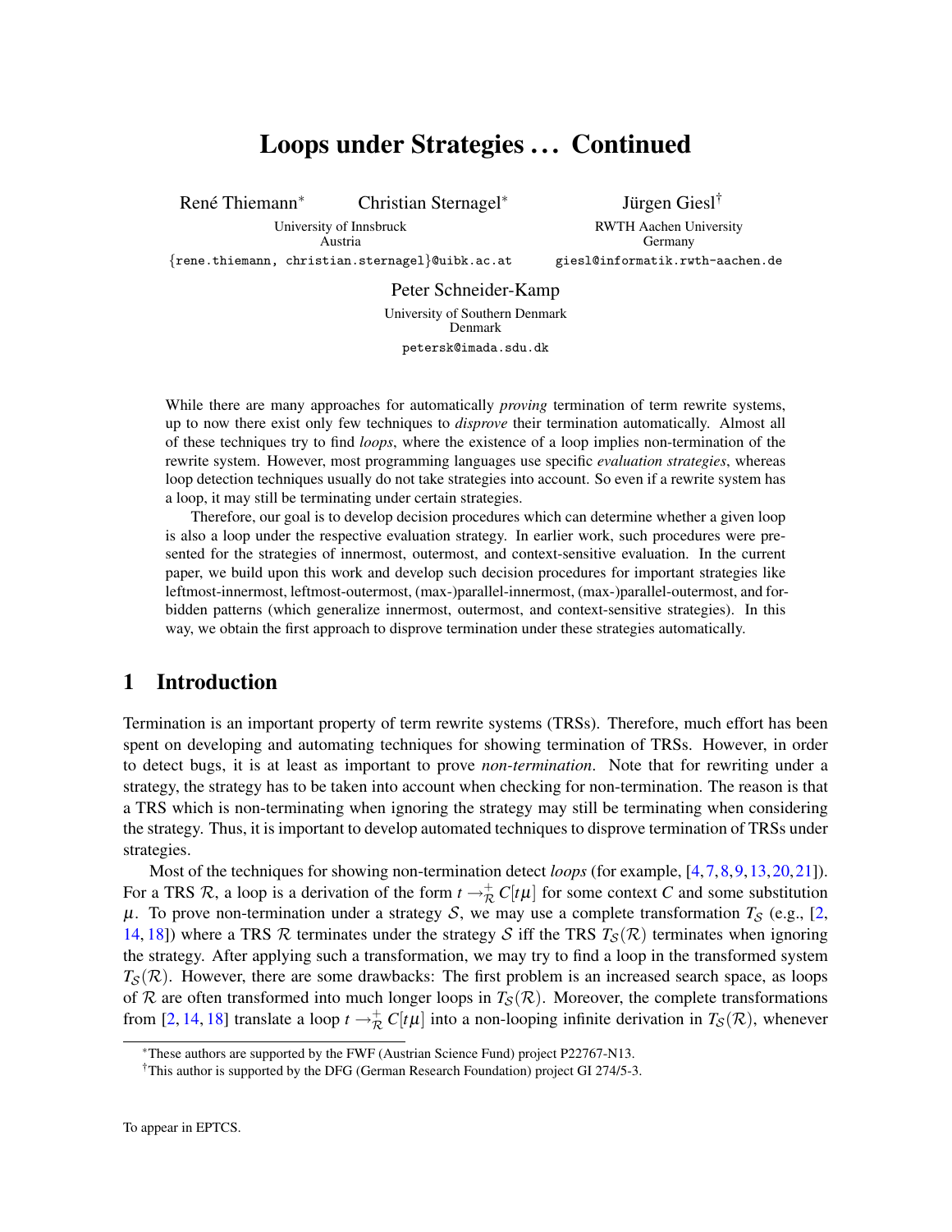# Loops under Strategies … Continued

René Thiemann[*] Christian Sternagel[*]
University of Innsbruck
Austria
{rene.thiemann, christian.sternagel}@uibk.ac.at

Jürgen Giesl[†]
RWTH Aachen University
Germany
giesl@informatik.rwth-aachen.de

Peter Schneider-Kamp
University of Southern Denmark
Denmark
petersk@imada.sdu.dk

While there are many approaches for automatically *proving* termination of term rewrite systems, up to now there exist only few techniques to *disprove* their termination automatically. Almost all of these techniques try to find *loops*, where the existence of a loop implies non-termination of the rewrite system. However, most programming languages use specific *evaluation strategies*, whereas loop detection techniques usually do not take strategies into account. So even if a rewrite system has a loop, it may still be terminating under certain strategies.

Therefore, our goal is to develop decision procedures which can determine whether a given loop is also a loop under the respective evaluation strategy. In earlier work, such procedures were presented for the strategies of innermost, outermost, and context-sensitive evaluation. In the current paper, we build upon this work and develop such decision procedures for important strategies like leftmost-innermost, leftmost-outermost, (max-)parallel-innermost, (max-)parallel-outermost, and forbidden patterns (which generalize innermost, outermost, and context-sensitive strategies). In this way, we obtain the first approach to disprove termination under these strategies automatically.

## 1 Introduction

Termination is an important property of term rewrite systems (TRSs). Therefore, much effort has been spent on developing and automating techniques for showing termination of TRSs. However, in order to detect bugs, it is at least as important to prove *non-termination*. Note that for rewriting under a strategy, the strategy has to be taken into account when checking for non-termination. The reason is that a TRS which is non-terminating when ignoring the strategy may still be terminating when considering the strategy. Thus, it is important to develop automated techniques to disprove termination of TRSs under strategies.

Most of the techniques for showing non-termination detect *loops* (for example, [4, 7, 8, 9, 13, 20, 21]). For a TRS $\mathcal{R}$, a loop is a derivation of the form $t \rightarrow_{\mathcal{R}}^{+} C[t\mu]$ for some context $C$ and some substitution $\mu$. To prove non-termination under a strategy $\mathcal{S}$, we may use a complete transformation $T_{\mathcal{S}}$ (e.g., [2, 14, 18]) where a TRS $\mathcal{R}$ terminates under the strategy $\mathcal{S}$ iff the TRS $T_{\mathcal{S}}(\mathcal{R})$ terminates when ignoring the strategy. After applying such a transformation, we may try to find a loop in the transformed system $T_{\mathcal{S}}(\mathcal{R})$. However, there are some drawbacks: The first problem is an increased search space, as loops of $\mathcal{R}$ are often transformed into much longer loops in $T_{\mathcal{S}}(\mathcal{R})$. Moreover, the complete transformations from [2, 14, 18] translate a loop $t \rightarrow_{\mathcal{R}}^{+} C[t\mu]$ into a non-looping infinite derivation in $T_{\mathcal{S}}(\mathcal{R})$, whenever

[*] These authors are supported by the FWF (Austrian Science Fund) project P22767-N13.

[†] This author is supported by the DFG (German Research Foundation) project GI 274/5-3.

To appear in EPTCS.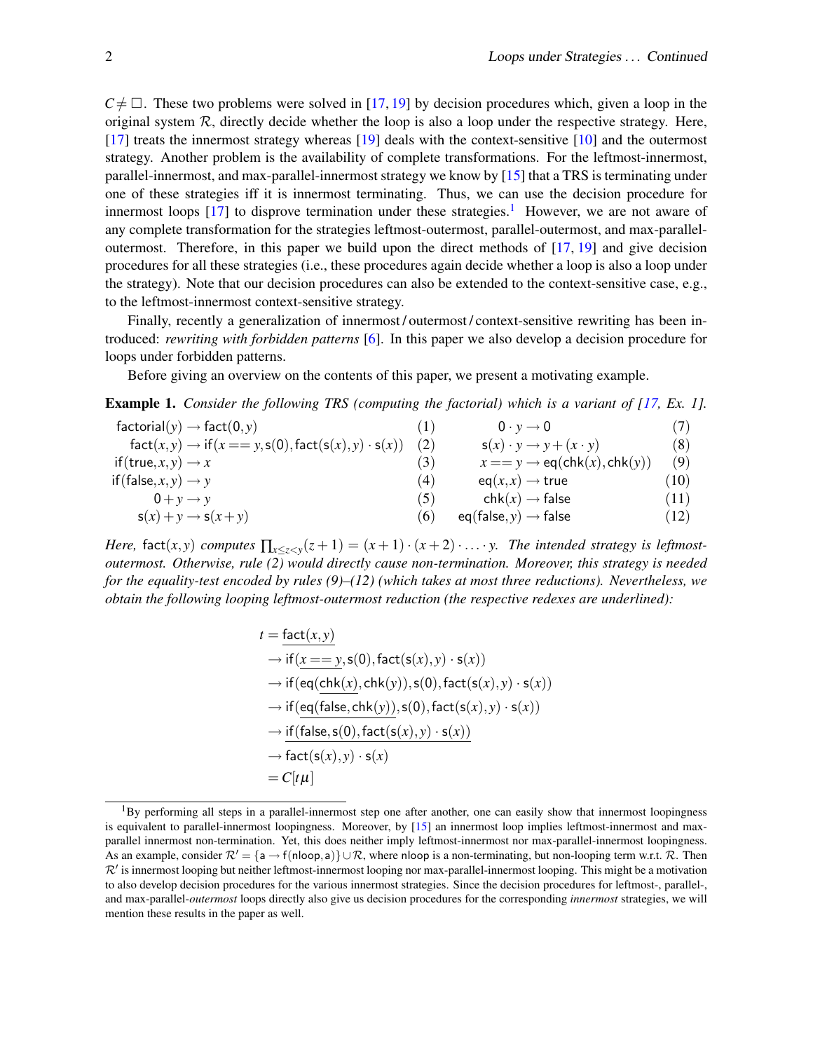$C \neq \square$. These two problems were solved in [17, 19] by decision procedures which, given a loop in the original system $\mathcal{R}$, directly decide whether the loop is also a loop under the respective strategy. Here, [17] treats the innermost strategy whereas [19] deals with the context-sensitive [10] and the outermost strategy. Another problem is the availability of complete transformations. For the leftmost-innermost, parallel-innermost, and max-parallel-innermost strategy we know by [15] that a TRS is terminating under one of these strategies iff it is innermost terminating. Thus, we can use the decision procedure for innermost loops [17] to disprove termination under these strategies.[1] However, we are not aware of any complete transformation for the strategies leftmost-outermost, parallel-outermost, and max-parallel-outermost. Therefore, in this paper we build upon the direct methods of [17, 19] and give decision procedures for all these strategies (i.e., these procedures again decide whether a loop is also a loop under the strategy). Note that our decision procedures can also be extended to the context-sensitive case, e.g., to the leftmost-innermost context-sensitive strategy.

Finally, recently a generalization of innermost / outermost / context-sensitive rewriting has been introduced: *rewriting with forbidden patterns* [6]. In this paper we also develop a decision procedure for loops under forbidden patterns.

Before giving an overview on the contents of this paper, we present a motivating example.

**Example 1.** *Consider the following TRS (computing the factorial) which is a variant of [17, Ex. 1].*

$$
\begin{array}{rll@{\qquad}rll}
\mathsf{factorial}(y) & \to \mathsf{fact}(0,y) & (1) & 0 \cdot y & \to 0 & (7)\\
\mathsf{fact}(x,y) & \to \mathsf{if}(x == y, \mathsf{s}(0), \mathsf{fact}(\mathsf{s}(x),y)\cdot \mathsf{s}(x)) & (2) & \mathsf{s}(x)\cdot y & \to y + (x \cdot y) & (8)\\
\mathsf{if}(\mathsf{true},x,y) & \to x & (3) & x == y & \to \mathsf{eq}(\mathsf{chk}(x),\mathsf{chk}(y)) & (9)\\
\mathsf{if}(\mathsf{false},x,y) & \to y & (4) & \mathsf{eq}(x,x) & \to \mathsf{true} & (10)\\
0 + y & \to y & (5) & \mathsf{chk}(x) & \to \mathsf{false} & (11)\\
\mathsf{s}(x) + y & \to \mathsf{s}(x+y) & (6) & \mathsf{eq}(\mathsf{false},y) & \to \mathsf{false} & (12)
\end{array}
$$

*Here,* $\mathsf{fact}(x,y)$ *computes* $\prod_{x \leq z < y}(z+1) = (x+1)\cdot(x+2)\cdot \ldots \cdot y$. *The intended strategy is leftmost-outermost. Otherwise, rule (2) would directly cause non-termination. Moreover, this strategy is needed for the equality-test encoded by rules (9)–(12) (which takes at most three reductions). Nevertheless, we obtain the following looping leftmost-outermost reduction (the respective redexes are underlined):*

$$
\begin{aligned}
t &= \underline{\mathsf{fact}(x,y)}\\
&\to \mathsf{if}(\underline{x == y}, \mathsf{s}(0), \mathsf{fact}(\mathsf{s}(x),y)\cdot \mathsf{s}(x))\\
&\to \mathsf{if}(\mathsf{eq}(\underline{\mathsf{chk}(x)},\mathsf{chk}(y)), \mathsf{s}(0), \mathsf{fact}(\mathsf{s}(x),y)\cdot \mathsf{s}(x))\\
&\to \mathsf{if}(\underline{\mathsf{eq}(\mathsf{false},\mathsf{chk}(y))}, \mathsf{s}(0), \mathsf{fact}(\mathsf{s}(x),y)\cdot \mathsf{s}(x))\\
&\to \underline{\mathsf{if}(\mathsf{false}, \mathsf{s}(0), \mathsf{fact}(\mathsf{s}(x),y)\cdot \mathsf{s}(x))}\\
&\to \mathsf{fact}(\mathsf{s}(x),y)\cdot \mathsf{s}(x)\\
&= C[t\mu]
\end{aligned}
$$

[1] By performing all steps in a parallel-innermost step one after another, one can easily show that innermost loopingness is equivalent to parallel-innermost loopingness. Moreover, by [15] an innermost loop implies leftmost-innermost and max-parallel innermost non-termination. Yet, this does neither imply leftmost-innermost nor max-parallel-innermost loopingness. As an example, consider $\mathcal{R}' = \{\mathsf{a} \to \mathsf{f}(\mathsf{nloop},\mathsf{a})\} \cup \mathcal{R}$, where $\mathsf{nloop}$ is a non-terminating, but non-looping term w.r.t. $\mathcal{R}$. Then $\mathcal{R}'$ is innermost looping but neither leftmost-innermost looping nor max-parallel-innermost looping. This might be a motivation to also develop decision procedures for the various innermost strategies. Since the decision procedures for leftmost-, parallel-, and max-parallel-*outermost* loops directly also give us decision procedures for the corresponding *innermost* strategies, we will mention these results in the paper as well.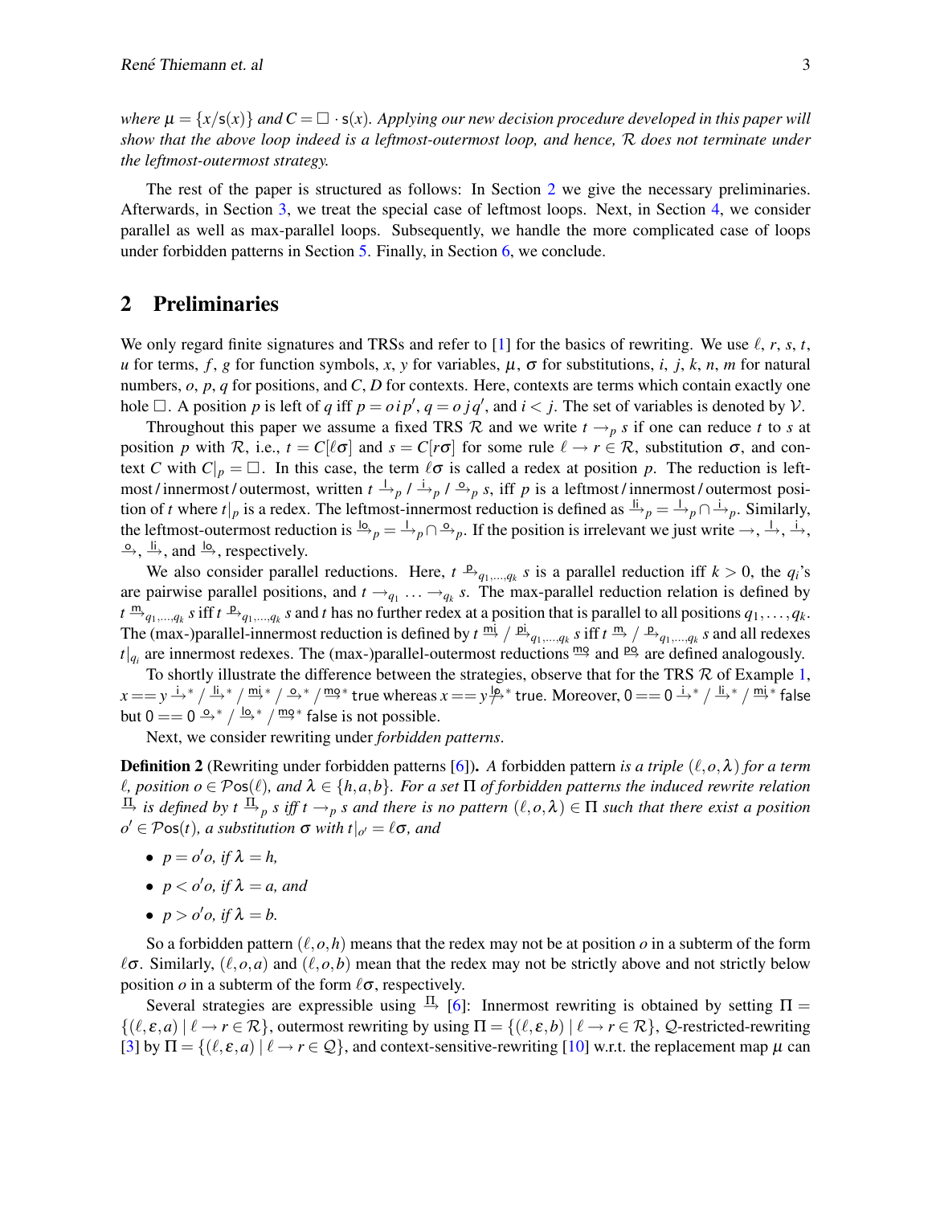*where $\mu = \{x/\mathsf{s}(x)\}$ and $C = \Box \cdot \mathsf{s}(x)$. Applying our new decision procedure developed in this paper will show that the above loop indeed is a leftmost-outermost loop, and hence, $\mathcal{R}$ does not terminate under the leftmost-outermost strategy.*

The rest of the paper is structured as follows: In Section 2 we give the necessary preliminaries. Afterwards, in Section 3, we treat the special case of leftmost loops. Next, in Section 4, we consider parallel as well as max-parallel loops. Subsequently, we handle the more complicated case of loops under forbidden patterns in Section 5. Finally, in Section 6, we conclude.

## 2 Preliminaries

We only regard finite signatures and TRSs and refer to [1] for the basics of rewriting. We use $\ell$, $r$, $s$, $t$, $u$ for terms, $f$, $g$ for function symbols, $x$, $y$ for variables, $\mu$, $\sigma$ for substitutions, $i$, $j$, $k$, $n$, $m$ for natural numbers, $o$, $p$, $q$ for positions, and $C$, $D$ for contexts. Here, contexts are terms which contain exactly one hole $\Box$. A position $p$ is left of $q$ iff $p = o\,i\,p'$, $q = o\,j\,q'$, and $i < j$. The set of variables is denoted by $\mathcal{V}$.

Throughout this paper we assume a fixed TRS $\mathcal{R}$ and we write $t \to_p s$ if one can reduce $t$ to $s$ at position $p$ with $\mathcal{R}$, i.e., $t = C[\ell\sigma]$ and $s = C[r\sigma]$ for some rule $\ell \to r \in \mathcal{R}$, substitution $\sigma$, and context $C$ with $C|_p = \Box$. In this case, the term $\ell\sigma$ is called a redex at position $p$. The reduction is leftmost / innermost / outermost, written $t \xrightarrow{\mathsf{l}}_p$ / $\xrightarrow{\mathsf{i}}_p$ / $\xrightarrow{\mathsf{o}}_p s$, iff $p$ is a leftmost / innermost / outermost position of $t$ where $t|_p$ is a redex. The leftmost-innermost reduction is defined as $\xrightarrow{\mathsf{li}}_p = \xrightarrow{\mathsf{l}}_p \cap \xrightarrow{\mathsf{i}}_p$. Similarly, the leftmost-outermost reduction is $\xrightarrow{\mathsf{lo}}_p = \xrightarrow{\mathsf{l}}_p \cap \xrightarrow{\mathsf{o}}_p$. If the position is irrelevant we just write $\to$, $\xrightarrow{\mathsf{l}}$, $\xrightarrow{\mathsf{i}}$, $\xrightarrow{\mathsf{o}}$, $\xrightarrow{\mathsf{li}}$, and $\xrightarrow{\mathsf{lo}}$, respectively.

We also consider parallel reductions. Here, $t \xrightarrow{\mathsf{p}}_{q_1,\dots,q_k} s$ is a parallel reduction iff $k > 0$, the $q_i$'s are pairwise parallel positions, and $t \to_{q_1} \dots \to_{q_k} s$. The max-parallel reduction relation is defined by $t \xrightarrow{\mathsf{m}}_{q_1,\dots,q_k} s$ iff $t \xrightarrow{\mathsf{p}}_{q_1,\dots,q_k} s$ and $t$ has no further redex at a position that is parallel to all positions $q_1,\dots,q_k$. The (max-)parallel-innermost reduction is defined by $t \xrightarrow{\mathsf{mi}}$ / $\xrightarrow{\mathsf{pi}}_{q_1,\dots,q_k} s$ iff $t \xrightarrow{\mathsf{m}}$ / $\xrightarrow{\mathsf{p}}_{q_1,\dots,q_k} s$ and all redexes $t|_{q_i}$ are innermost redexes. The (max-)parallel-outermost reductions $\xrightarrow{\mathsf{mo}}$ and $\xrightarrow{\mathsf{po}}$ are defined analogously.

To shortly illustrate the difference between the strategies, observe that for the TRS $\mathcal{R}$ of Example 1, $x == y \xrightarrow{\mathsf{i}}{}^*$ / $\xrightarrow{\mathsf{li}}{}^*$ / $\xrightarrow{\mathsf{mi}}{}^*$ / $\xrightarrow{\mathsf{o}}{}^*$ / $\xrightarrow{\mathsf{mo}}{}^*$ $\mathsf{true}$ whereas $x == y \not\xrightarrow{\mathsf{lo}}{}^*$ $\mathsf{true}$. Moreover, $0 == 0 \xrightarrow{\mathsf{i}}{}^*$ / $\xrightarrow{\mathsf{li}}{}^*$ / $\xrightarrow{\mathsf{mi}}{}^*$ $\mathsf{false}$ but $0 == 0 \xrightarrow{\mathsf{o}}{}^*$ / $\xrightarrow{\mathsf{lo}}{}^*$ / $\xrightarrow{\mathsf{mo}}{}^*$ $\mathsf{false}$ is not possible.

Next, we consider rewriting under *forbidden patterns*.

**Definition 2** (Rewriting under forbidden patterns [6])**.** *A* forbidden pattern *is a triple $(\ell, o, \lambda)$ for a term $\ell$, position $o \in \mathcal{P}\mathsf{os}(\ell)$, and $\lambda \in \{h, a, b\}$. For a set $\Pi$ of forbidden patterns the induced rewrite relation $\xrightarrow{\Pi}$ is defined by $t \xrightarrow{\Pi}_p s$ iff $t \to_p s$ and there is no pattern $(\ell, o, \lambda) \in \Pi$ such that there exist a position $o' \in \mathcal{P}\mathsf{os}(t)$, a substitution $\sigma$ with $t|_{o'} = \ell\sigma$, and*

- *$p = o'o$, if $\lambda = h$,*
- *$p < o'o$, if $\lambda = a$, and*
- *$p > o'o$, if $\lambda = b$.*

So a forbidden pattern $(\ell, o, h)$ means that the redex may not be at position $o$ in a subterm of the form $\ell\sigma$. Similarly, $(\ell, o, a)$ and $(\ell, o, b)$ mean that the redex may not be strictly above and not strictly below position $o$ in a subterm of the form $\ell\sigma$, respectively.

Several strategies are expressible using $\xrightarrow{\Pi}$ [6]: Innermost rewriting is obtained by setting $\Pi = \{(\ell, \varepsilon, a) \mid \ell \to r \in \mathcal{R}\}$, outermost rewriting by using $\Pi = \{(\ell, \varepsilon, b) \mid \ell \to r \in \mathcal{R}\}$, $\mathcal{Q}$-restricted-rewriting [3] by $\Pi = \{(\ell, \varepsilon, a) \mid \ell \to r \in \mathcal{Q}\}$, and context-sensitive-rewriting [10] w.r.t. the replacement map $\mu$ can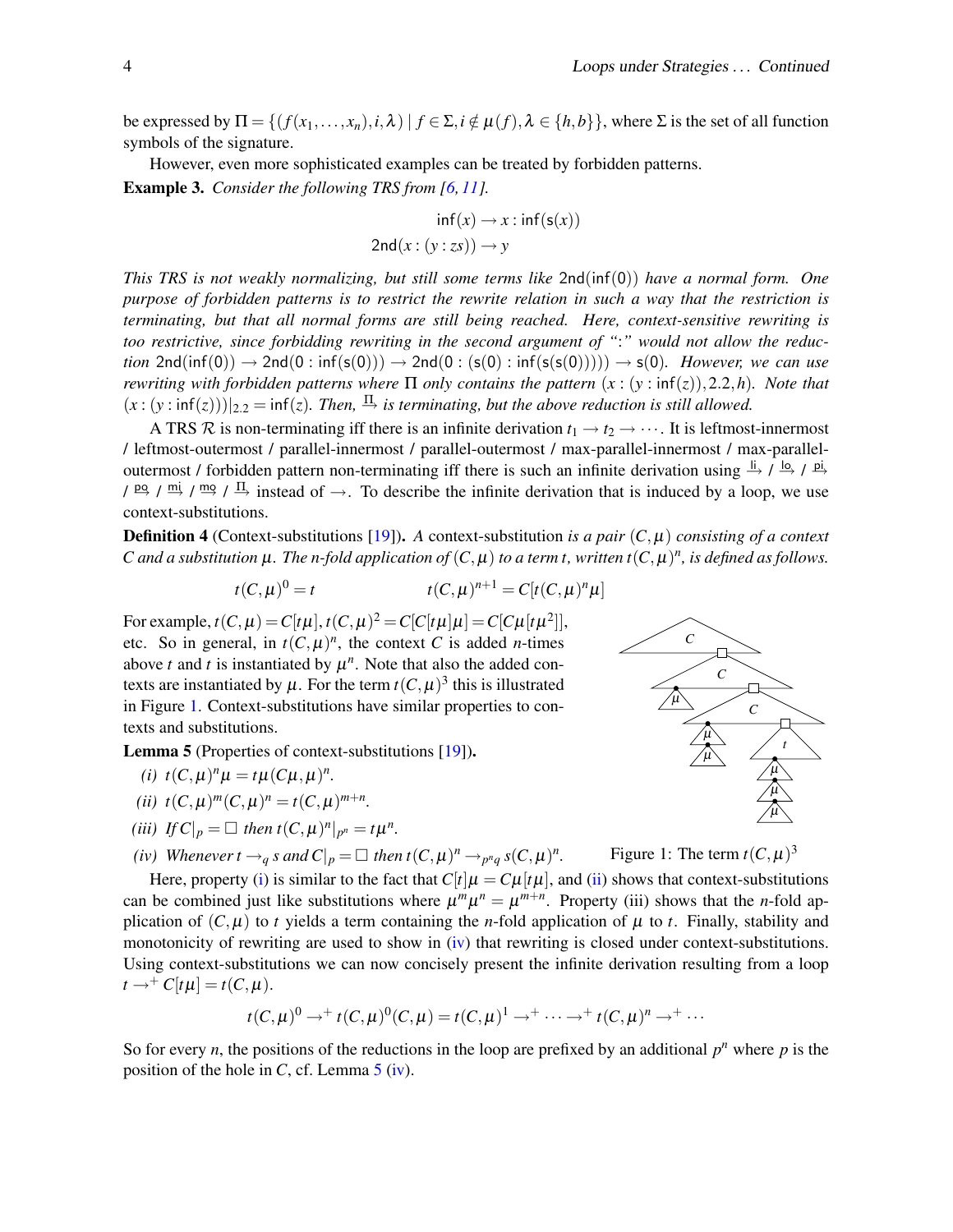be expressed by $\Pi = \{(f(x_1,\ldots,x_n), i, \lambda) \mid f \in \Sigma, i \notin \mu(f), \lambda \in \{h,b\}\}$, where $\Sigma$ is the set of all function symbols of the signature.

However, even more sophisticated examples can be treated by forbidden patterns.

**Example 3.** *Consider the following TRS from [6, 11].*

$$\mathsf{inf}(x) \to x : \mathsf{inf}(\mathsf{s}(x))$$
$$\mathsf{2nd}(x : (y : zs)) \to y$$

*This TRS is not weakly normalizing, but still some terms like $\mathsf{2nd}(\mathsf{inf}(0))$ have a normal form. One purpose of forbidden patterns is to restrict the rewrite relation in such a way that the restriction is terminating, but that all normal forms are still being reached. Here, context-sensitive rewriting is too restrictive, since forbidding rewriting in the second argument of "$:$" would not allow the reduction $\mathsf{2nd}(\mathsf{inf}(0)) \to \mathsf{2nd}(0 : \mathsf{inf}(\mathsf{s}(0))) \to \mathsf{2nd}(0 : (\mathsf{s}(0) : \mathsf{inf}(\mathsf{s}(\mathsf{s}(0))))) \to \mathsf{s}(0)$. However, we can use rewriting with forbidden patterns where $\Pi$ only contains the pattern $(x : (y : \mathsf{inf}(z)), 2.2, h)$. Note that $(x : (y : \mathsf{inf}(z)))|_{2.2} = \mathsf{inf}(z)$. Then, $\xrightarrow{\Pi}$ is terminating, but the above reduction is still allowed.*

A TRS $\mathcal{R}$ is non-terminating iff there is an infinite derivation $t_1 \to t_2 \to \cdots$. It is leftmost-innermost / leftmost-outermost / parallel-innermost / parallel-outermost / max-parallel-innermost / max-parallel-outermost / forbidden pattern non-terminating iff there is such an infinite derivation using $\xrightarrow{\mathsf{li}}$ / $\xrightarrow{\mathsf{lo}}$ / $\xrightarrow{\mathsf{pi}}$ / $\xrightarrow{\mathsf{po}}$ / $\xrightarrow{\mathsf{mi}}$ / $\xrightarrow{\mathsf{mo}}$ / $\xrightarrow{\Pi}$ instead of $\to$. To describe the infinite derivation that is induced by a loop, we use context-substitutions.

**Definition 4** (Context-substitutions [19]). *A* context-substitution *is a pair $(C,\mu)$ consisting of a context $C$ and a substitution $\mu$. The $n$-fold application of $(C,\mu)$ to a term $t$, written $t(C,\mu)^n$, is defined as follows.*

$$t(C,\mu)^0 = t \qquad\qquad t(C,\mu)^{n+1} = C[t(C,\mu)^n\mu]$$

For example, $t(C,\mu) = C[t\mu]$, $t(C,\mu)^2 = C[C[t\mu]\mu] = C[C\mu[t\mu^2]]$, etc. So in general, in $t(C,\mu)^n$, the context $C$ is added $n$-times above $t$ and $t$ is instantiated by $\mu^n$. Note that also the added contexts are instantiated by $\mu$. For the term $t(C,\mu)^3$ this is illustrated in Figure 1. Context-substitutions have similar properties to contexts and substitutions.

Figure 1: The term $t(C,\mu)^3$

**Lemma 5** (Properties of context-substitutions [19]).

*(i)* $t(C,\mu)^n\mu = t\mu(C\mu,\mu)^n$.

*(ii)* $t(C,\mu)^m(C,\mu)^n = t(C,\mu)^{m+n}$.

*(iii)* *If $C|_p = \Box$ then $t(C,\mu)^n|_{p^n} = t\mu^n$.*

*(iv)* *Whenever $t \to_q s$ and $C|_p = \Box$ then $t(C,\mu)^n \to_{p^n q} s(C,\mu)^n$.*

Here, property (i) is similar to the fact that $C[t]\mu = C\mu[t\mu]$, and (ii) shows that context-substitutions can be combined just like substitutions where $\mu^m\mu^n = \mu^{m+n}$. Property (iii) shows that the $n$-fold application of $(C,\mu)$ to $t$ yields a term containing the $n$-fold application of $\mu$ to $t$. Finally, stability and monotonicity of rewriting are used to show in (iv) that rewriting is closed under context-substitutions. Using context-substitutions we can now concisely present the infinite derivation resulting from a loop $t \to^+ C[t\mu] = t(C,\mu)$.

$$t(C,\mu)^0 \to^+ t(C,\mu)^0(C,\mu) = t(C,\mu)^1 \to^+ \cdots \to^+ t(C,\mu)^n \to^+ \cdots$$

So for every $n$, the positions of the reductions in the loop are prefixed by an additional $p^n$ where $p$ is the position of the hole in $C$, cf. Lemma 5 (iv).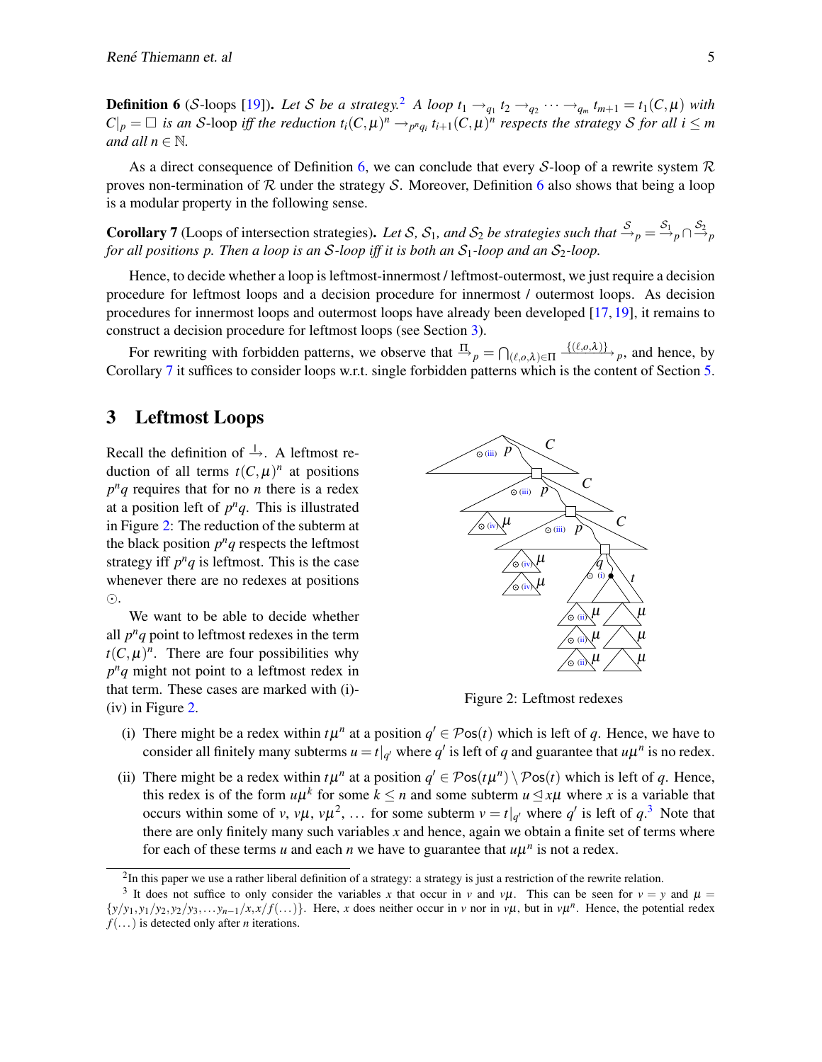**Definition 6** ($\mathcal{S}$-loops [19])**.** *Let $\mathcal{S}$ be a strategy.*[2] *A loop $t_1 \to_{q_1} t_2 \to_{q_2} \cdots \to_{q_m} t_{m+1} = t_1(C,\mu)$ with $C|_p = \square$ is an $\mathcal{S}$-loop iff the reduction $t_i(C,\mu)^n \to_{p^n q_i} t_{i+1}(C,\mu)^n$ respects the strategy $\mathcal{S}$ for all $i \leq m$ and all $n \in \mathbb{N}$.*

As a direct consequence of Definition 6, we can conclude that every $\mathcal{S}$-loop of a rewrite system $\mathcal{R}$ proves non-termination of $\mathcal{R}$ under the strategy $\mathcal{S}$. Moreover, Definition 6 also shows that being a loop is a modular property in the following sense.

**Corollary 7** (Loops of intersection strategies)**.** *Let $\mathcal{S}$, $\mathcal{S}_1$, and $\mathcal{S}_2$ be strategies such that $\xrightarrow{\mathcal{S}}_p = \xrightarrow{\mathcal{S}_1}_p \cap \xrightarrow{\mathcal{S}_2}_p$ for all positions $p$. Then a loop is an $\mathcal{S}$-loop iff it is both an $\mathcal{S}_1$-loop and an $\mathcal{S}_2$-loop.*

Hence, to decide whether a loop is leftmost-innermost / leftmost-outermost, we just require a decision procedure for leftmost loops and a decision procedure for innermost / outermost loops. As decision procedures for innermost loops and outermost loops have already been developed [17, 19], it remains to construct a decision procedure for leftmost loops (see Section 3).

For rewriting with forbidden patterns, we observe that $\xrightarrow{\Pi}_p = \bigcap_{(\ell,o,\lambda)\in\Pi} \xrightarrow{\{(\ell,o,\lambda)\}}_p$, and hence, by Corollary 7 it suffices to consider loops w.r.t. single forbidden patterns which is the content of Section 5.

## 3 Leftmost Loops

Recall the definition of $\xrightarrow{\mathsf{l}}$. A leftmost reduction of all terms $t(C,\mu)^n$ at positions $p^n q$ requires that for no $n$ there is a redex at a position left of $p^n q$. This is illustrated in Figure 2: The reduction of the subterm at the black position $p^n q$ respects the leftmost strategy iff $p^n q$ is leftmost. This is the case whenever there are no redexes at positions $\odot$.

We want to be able to decide whether all $p^n q$ point to leftmost redexes in the term $t(C,\mu)^n$. There are four possibilities why $p^n q$ might not point to a leftmost redex in that term. These cases are marked with (i)-(iv) in Figure 2.

Figure 2: Leftmost redexes

(i) There might be a redex within $t\mu^n$ at a position $q' \in \mathcal{P}\mathsf{os}(t)$ which is left of $q$. Hence, we have to consider all finitely many subterms $u = t|_{q'}$ where $q'$ is left of $q$ and guarantee that $u\mu^n$ is no redex.

(ii) There might be a redex within $t\mu^n$ at a position $q' \in \mathcal{P}\mathsf{os}(t\mu^n) \setminus \mathcal{P}\mathsf{os}(t)$ which is left of $q$. Hence, this redex is of the form $u\mu^k$ for some $k \leq n$ and some subterm $u \trianglelefteq x\mu$ where $x$ is a variable that occurs within some of $v$, $v\mu$, $v\mu^2$, ... for some subterm $v = t|_{q'}$ where $q'$ is left of $q$.[3] Note that there are only finitely many such variables $x$ and hence, again we obtain a finite set of terms where for each of these terms $u$ and each $n$ we have to guarantee that $u\mu^n$ is not a redex.

[2] In this paper we use a rather liberal definition of a strategy: a strategy is just a restriction of the rewrite relation.

[3] It does not suffice to only consider the variables $x$ that occur in $v$ and $v\mu$. This can be seen for $v = y$ and $\mu = \{y/y_1, y_1/y_2, y_2/y_3, \ldots y_{n-1}/x, x/f(\ldots)\}$. Here, $x$ does neither occur in $v$ nor in $v\mu$, but in $v\mu^n$. Hence, the potential redex $f(\ldots)$ is detected only after $n$ iterations.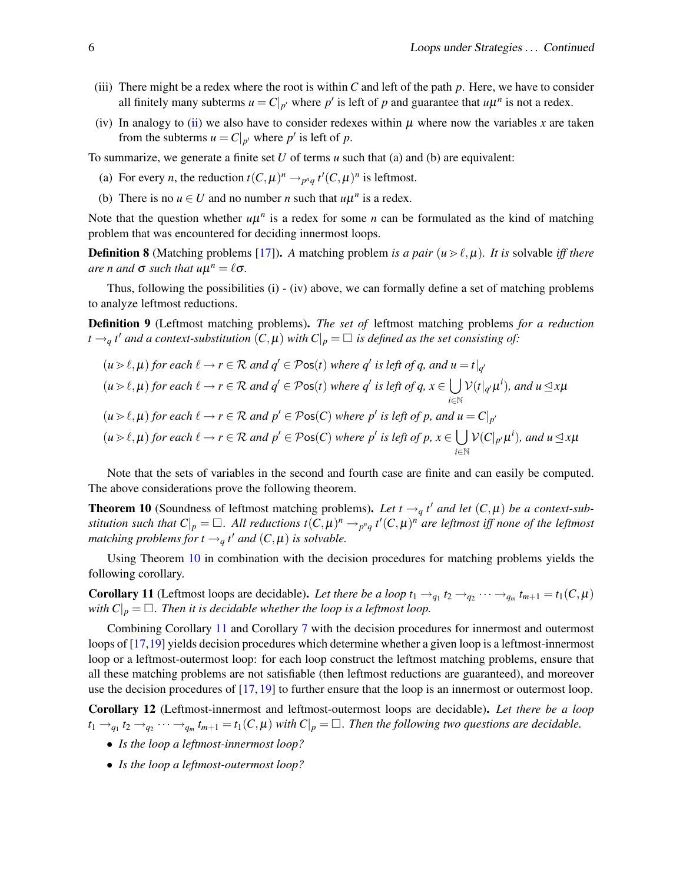(iii) There might be a redex where the root is within $C$ and left of the path $p$. Here, we have to consider all finitely many subterms $u = C|_{p'}$ where $p'$ is left of $p$ and guarantee that $u\mu^n$ is not a redex.

(iv) In analogy to (ii) we also have to consider redexes within $\mu$ where now the variables $x$ are taken from the subterms $u = C|_{p'}$ where $p'$ is left of $p$.

To summarize, we generate a finite set $U$ of terms $u$ such that (a) and (b) are equivalent:

(a) For every $n$, the reduction $t(C,\mu)^n \to_{p^n q} t'(C,\mu)^n$ is leftmost.

(b) There is no $u \in U$ and no number $n$ such that $u\mu^n$ is a redex.

Note that the question whether $u\mu^n$ is a redex for some $n$ can be formulated as the kind of matching problem that was encountered for deciding innermost loops.

**Definition 8** (Matching problems [17]). *A* matching problem *is a pair* $(u \gg \ell, \mu)$. *It is* solvable *iff there are* $n$ *and* $\sigma$ *such that* $u\mu^n = \ell\sigma$.

Thus, following the possibilities (i) - (iv) above, we can formally define a set of matching problems to analyze leftmost reductions.

**Definition 9** (Leftmost matching problems). *The set of* leftmost matching problems *for a reduction* $t \to_q t'$ *and a context-substitution* $(C,\mu)$ *with* $C|_p = \Box$ *is defined as the set consisting of:*

$(u \gg \ell, \mu)$ *for each* $\ell \to r \in \mathcal{R}$ *and* $q' \in \mathcal{P}\mathsf{os}(t)$ *where* $q'$ *is left of* $q$*, and* $u = t|_{q'}$

$(u \gg \ell, \mu)$ *for each* $\ell \to r \in \mathcal{R}$ *and* $q' \in \mathcal{P}\mathsf{os}(t)$ *where* $q'$ *is left of* $q$*,* $x \in \bigcup_{i \in \mathbb{N}} \mathcal{V}(t|_{q'}\mu^i)$*, and* $u \trianglelefteq x\mu$

$(u \gg \ell, \mu)$ *for each* $\ell \to r \in \mathcal{R}$ *and* $p' \in \mathcal{P}\mathsf{os}(C)$ *where* $p'$ *is left of* $p$*, and* $u = C|_{p'}$

$(u \gg \ell, \mu)$ *for each* $\ell \to r \in \mathcal{R}$ *and* $p' \in \mathcal{P}\mathsf{os}(C)$ *where* $p'$ *is left of* $p$*,* $x \in \bigcup_{i \in \mathbb{N}} \mathcal{V}(C|_{p'}\mu^i)$*, and* $u \trianglelefteq x\mu$

Note that the sets of variables in the second and fourth case are finite and can easily be computed. The above considerations prove the following theorem.

**Theorem 10** (Soundness of leftmost matching problems). *Let* $t \to_q t'$ *and let* $(C,\mu)$ *be a context-substitution such that* $C|_p = \Box$*. All reductions* $t(C,\mu)^n \to_{p^n q} t'(C,\mu)^n$ *are leftmost iff none of the leftmost matching problems for* $t \to_q t'$ *and* $(C,\mu)$ *is solvable.*

Using Theorem 10 in combination with the decision procedures for matching problems yields the following corollary.

**Corollary 11** (Leftmost loops are decidable). *Let there be a loop* $t_1 \to_{q_1} t_2 \to_{q_2} \cdots \to_{q_m} t_{m+1} = t_1(C,\mu)$ *with* $C|_p = \Box$*. Then it is decidable whether the loop is a leftmost loop.*

Combining Corollary 11 and Corollary 7 with the decision procedures for innermost and outermost loops of [17,19] yields decision procedures which determine whether a given loop is a leftmost-innermost loop or a leftmost-outermost loop: for each loop construct the leftmost matching problems, ensure that all these matching problems are not satisfiable (then leftmost reductions are guaranteed), and moreover use the decision procedures of [17, 19] to further ensure that the loop is an innermost or outermost loop.

**Corollary 12** (Leftmost-innermost and leftmost-outermost loops are decidable). *Let there be a loop* $t_1 \to_{q_1} t_2 \to_{q_2} \cdots \to_{q_m} t_{m+1} = t_1(C,\mu)$ *with* $C|_p = \Box$*. Then the following two questions are decidable.*

- *Is the loop a leftmost-innermost loop?*
- *Is the loop a leftmost-outermost loop?*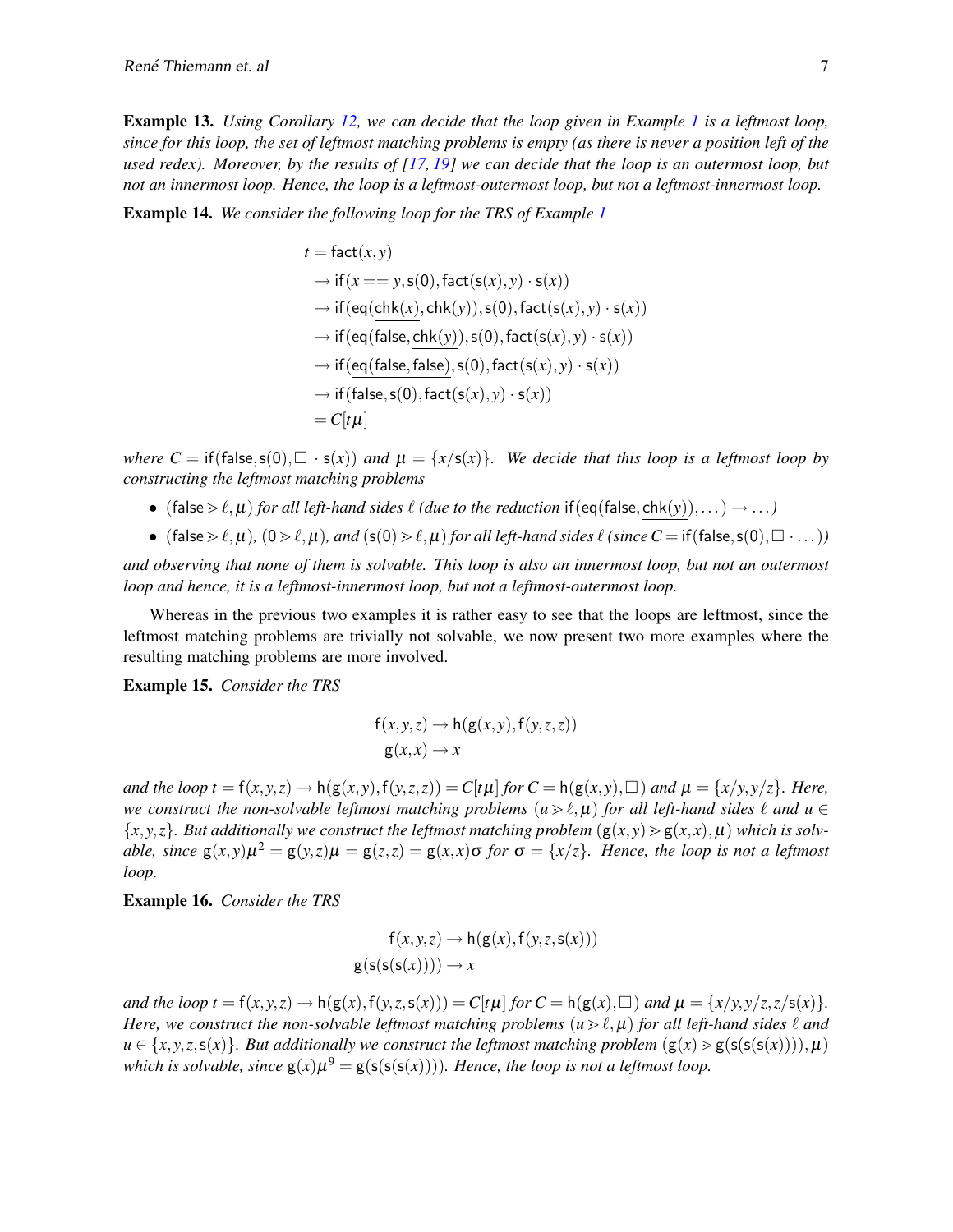**Example 13.** *Using Corollary 12, we can decide that the loop given in Example 1 is a leftmost loop, since for this loop, the set of leftmost matching problems is empty (as there is never a position left of the used redex). Moreover, by the results of [17, 19] we can decide that the loop is an outermost loop, but not an innermost loop. Hence, the loop is a leftmost-outermost loop, but not a leftmost-innermost loop.*

**Example 14.** *We consider the following loop for the TRS of Example 1*

$$
\begin{aligned}
t &= \underline{\mathsf{fact}(x,y)} \\
&\to \mathsf{if}(\underline{x == y}, \mathsf{s}(0), \mathsf{fact}(\mathsf{s}(x),y) \cdot \mathsf{s}(x)) \\
&\to \mathsf{if}(\mathsf{eq}(\underline{\mathsf{chk}(x)}, \mathsf{chk}(y)), \mathsf{s}(0), \mathsf{fact}(\mathsf{s}(x),y) \cdot \mathsf{s}(x)) \\
&\to \mathsf{if}(\mathsf{eq}(\mathsf{false}, \underline{\mathsf{chk}(y)}), \mathsf{s}(0), \mathsf{fact}(\mathsf{s}(x),y) \cdot \mathsf{s}(x)) \\
&\to \mathsf{if}(\underline{\mathsf{eq}(\mathsf{false},\mathsf{false})}, \mathsf{s}(0), \mathsf{fact}(\mathsf{s}(x),y) \cdot \mathsf{s}(x)) \\
&\to \mathsf{if}(\mathsf{false}, \mathsf{s}(0), \mathsf{fact}(\mathsf{s}(x),y) \cdot \mathsf{s}(x)) \\
&= C[t\mu]
\end{aligned}
$$

*where $C = \mathsf{if}(\mathsf{false}, \mathsf{s}(0), \square \cdot \mathsf{s}(x))$ and $\mu = \{x/\mathsf{s}(x)\}$. We decide that this loop is a leftmost loop by constructing the leftmost matching problems*

- $(\mathsf{false} \gg \ell, \mu)$ *for all left-hand sides $\ell$ (due to the reduction $\mathsf{if}(\mathsf{eq}(\mathsf{false}, \underline{\mathsf{chk}(y)}), \dots) \to \dots$)*
- $(\mathsf{false} \gg \ell, \mu)$, $(0 \gg \ell, \mu)$, *and* $(\mathsf{s}(0) \gg \ell, \mu)$ *for all left-hand sides $\ell$ (since $C = \mathsf{if}(\mathsf{false}, \mathsf{s}(0), \square \cdot \dots)$)*

*and observing that none of them is solvable. This loop is also an innermost loop, but not an outermost loop and hence, it is a leftmost-innermost loop, but not a leftmost-outermost loop.*

Whereas in the previous two examples it is rather easy to see that the loops are leftmost, since the leftmost matching problems are trivially not solvable, we now present two more examples where the resulting matching problems are more involved.

**Example 15.** *Consider the TRS*

$$
\begin{aligned}
\mathsf{f}(x,y,z) &\to \mathsf{h}(\mathsf{g}(x,y), \mathsf{f}(y,z,z)) \\
\mathsf{g}(x,x) &\to x
\end{aligned}
$$

*and the loop $t = \mathsf{f}(x,y,z) \to \mathsf{h}(\mathsf{g}(x,y), \mathsf{f}(y,z,z)) = C[t\mu]$ for $C = \mathsf{h}(\mathsf{g}(x,y), \square)$ and $\mu = \{x/y, y/z\}$. Here, we construct the non-solvable leftmost matching problems $(u \gg \ell, \mu)$ for all left-hand sides $\ell$ and $u \in \{x,y,z\}$. But additionally we construct the leftmost matching problem $(\mathsf{g}(x,y) \gg \mathsf{g}(x,x), \mu)$ which is solvable, since $\mathsf{g}(x,y)\mu^2 = \mathsf{g}(y,z)\mu = \mathsf{g}(z,z) = \mathsf{g}(x,x)\sigma$ for $\sigma = \{x/z\}$. Hence, the loop is not a leftmost loop.*

**Example 16.** *Consider the TRS*

$$
\begin{aligned}
\mathsf{f}(x,y,z) &\to \mathsf{h}(\mathsf{g}(x), \mathsf{f}(y,z,\mathsf{s}(x))) \\
\mathsf{g}(\mathsf{s}(\mathsf{s}(\mathsf{s}(x)))) &\to x
\end{aligned}
$$

*and the loop $t = \mathsf{f}(x,y,z) \to \mathsf{h}(\mathsf{g}(x), \mathsf{f}(y,z,\mathsf{s}(x))) = C[t\mu]$ for $C = \mathsf{h}(\mathsf{g}(x), \square)$ and $\mu = \{x/y, y/z, z/\mathsf{s}(x)\}$. Here, we construct the non-solvable leftmost matching problems $(u \gg \ell, \mu)$ for all left-hand sides $\ell$ and $u \in \{x,y,z,\mathsf{s}(x)\}$. But additionally we construct the leftmost matching problem $(\mathsf{g}(x) \gg \mathsf{g}(\mathsf{s}(\mathsf{s}(\mathsf{s}(x)))), \mu)$ which is solvable, since $\mathsf{g}(x)\mu^9 = \mathsf{g}(\mathsf{s}(\mathsf{s}(\mathsf{s}(x))))$. Hence, the loop is not a leftmost loop.*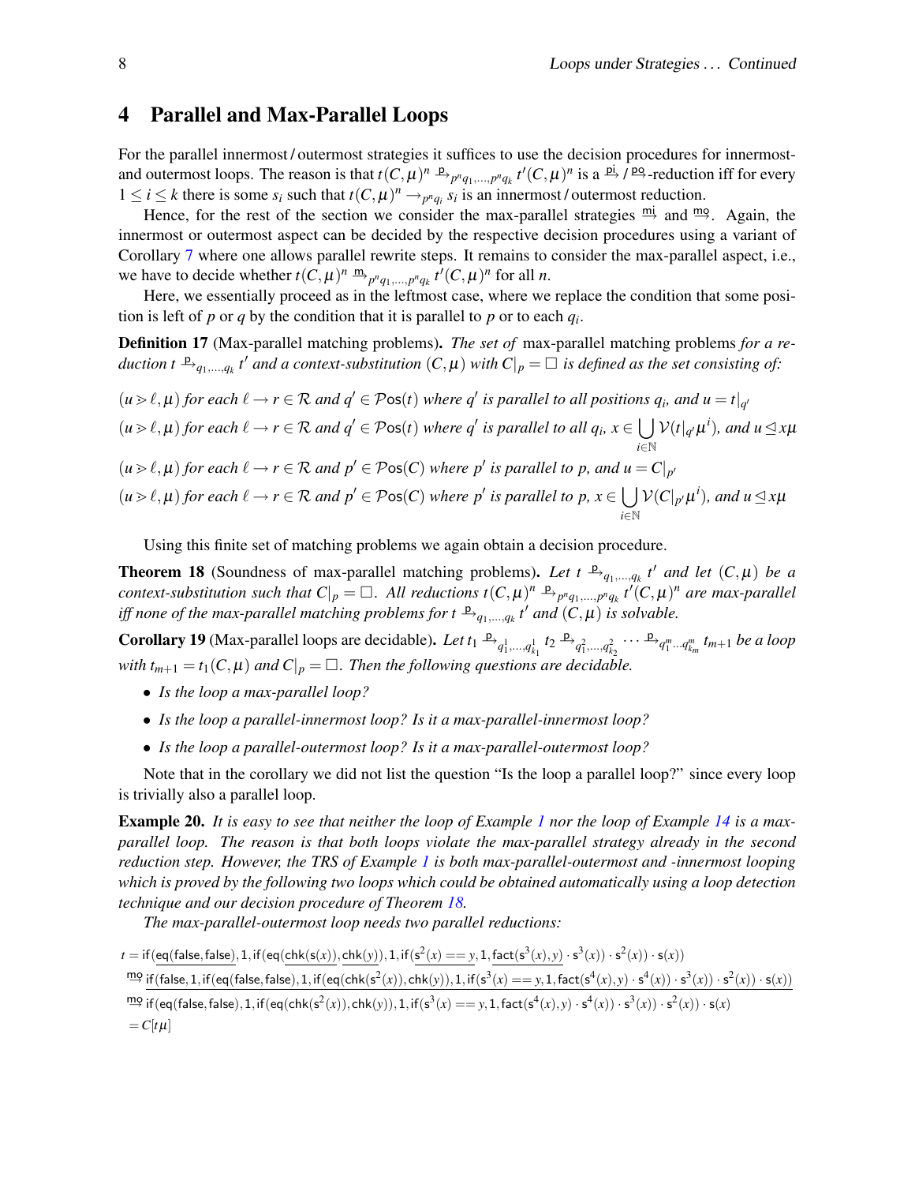## 4 Parallel and Max-Parallel Loops

For the parallel innermost / outermost strategies it suffices to use the decision procedures for innermost- and outermost loops. The reason is that $t(C,\mu)^n \xrightarrow{\mathsf{p}}_{p^n q_1,\ldots,p^n q_k} t'(C,\mu)^n$ is a $\xrightarrow{\mathsf{pi}}$ / $\xrightarrow{\mathsf{po}}$-reduction iff for every $1 \leq i \leq k$ there is some $s_i$ such that $t(C,\mu)^n \to_{p^n q_i} s_i$ is an innermost / outermost reduction.

Hence, for the rest of the section we consider the max-parallel strategies $\xrightarrow{\mathsf{mi}}$ and $\xrightarrow{\mathsf{mo}}$. Again, the innermost or outermost aspect can be decided by the respective decision procedures using a variant of Corollary 7 where one allows parallel rewrite steps. It remains to consider the max-parallel aspect, i.e., we have to decide whether $t(C,\mu)^n \xrightarrow{\mathsf{m}}_{p^n q_1,\ldots,p^n q_k} t'(C,\mu)^n$ for all $n$.

Here, we essentially proceed as in the leftmost case, where we replace the condition that some position is left of $p$ or $q$ by the condition that it is parallel to $p$ or to each $q_i$.

**Definition 17** (Max-parallel matching problems). *The set of* max-parallel matching problems *for a reduction $t \xrightarrow{\mathsf{p}}_{q_1,\ldots,q_k} t'$ and a context-substitution $(C,\mu)$ with $C|_p = \square$ is defined as the set consisting of:*

*$(u > \ell, \mu)$ for each $\ell \to r \in \mathcal{R}$ and $q' \in \mathcal{P}\mathsf{os}(t)$ where $q'$ is parallel to all positions $q_i$, and $u = t|_{q'}$*

*$(u > \ell, \mu)$ for each $\ell \to r \in \mathcal{R}$ and $q' \in \mathcal{P}\mathsf{os}(t)$ where $q'$ is parallel to all $q_i$, $x \in \bigcup_{i \in \mathbb{N}} \mathcal{V}(t|_{q'}\mu^i)$, and $u \trianglelefteq x\mu$*

*$(u > \ell, \mu)$ for each $\ell \to r \in \mathcal{R}$ and $p' \in \mathcal{P}\mathsf{os}(C)$ where $p'$ is parallel to $p$, and $u = C|_{p'}$*

*$(u > \ell, \mu)$ for each $\ell \to r \in \mathcal{R}$ and $p' \in \mathcal{P}\mathsf{os}(C)$ where $p'$ is parallel to $p$, $x \in \bigcup_{i \in \mathbb{N}} \mathcal{V}(C|_{p'}\mu^i)$, and $u \trianglelefteq x\mu$*

Using this finite set of matching problems we again obtain a decision procedure.

**Theorem 18** (Soundness of max-parallel matching problems). *Let $t \xrightarrow{\mathsf{p}}_{q_1,\ldots,q_k} t'$ and let $(C,\mu)$ be a context-substitution such that $C|_p = \square$. All reductions $t(C,\mu)^n \xrightarrow{\mathsf{p}}_{p^n q_1,\ldots,p^n q_k} t'(C,\mu)^n$ are max-parallel iff none of the max-parallel matching problems for $t \xrightarrow{\mathsf{p}}_{q_1,\ldots,q_k} t'$ and $(C,\mu)$ is solvable.*

**Corollary 19** (Max-parallel loops are decidable). *Let $t_1 \xrightarrow{\mathsf{p}}_{q_1^1,\ldots,q_{k_1}^1} t_2 \xrightarrow{\mathsf{p}}_{q_1^2,\ldots,q_{k_2}^2} \cdots \xrightarrow{\mathsf{p}}_{q_1^m \ldots q_{k_m}^m} t_{m+1}$ be a loop with $t_{m+1} = t_1(C,\mu)$ and $C|_p = \square$. Then the following questions are decidable.*

- *Is the loop a max-parallel loop?*
- *Is the loop a parallel-innermost loop? Is it a max-parallel-innermost loop?*
- *Is the loop a parallel-outermost loop? Is it a max-parallel-outermost loop?*

Note that in the corollary we did not list the question "Is the loop a parallel loop?" since every loop is trivially also a parallel loop.

**Example 20.** *It is easy to see that neither the loop of Example 1 nor the loop of Example 14 is a max-parallel loop. The reason is that both loops violate the max-parallel strategy already in the second reduction step. However, the TRS of Example 1 is both max-parallel-outermost and -innermost looping which is proved by the following two loops which could be obtained automatically using a loop detection technique and our decision procedure of Theorem 18.*

*The max-parallel-outermost loop needs two parallel reductions:*

$$
\begin{aligned}
t &= \mathsf{if}(\underline{\mathsf{eq}(\mathsf{false},\mathsf{false})}, 1, \mathsf{if}(\mathsf{eq}(\underline{\mathsf{chk}(\mathsf{s}(x))}, \underline{\mathsf{chk}(y)}), 1, \mathsf{if}(\underline{\mathsf{s}^2(x) == y}, 1, \underline{\mathsf{fact}(\mathsf{s}^3(x), y)} \cdot \mathsf{s}^3(x)) \cdot \mathsf{s}^2(x)) \cdot \mathsf{s}(x)) \\
&\xrightarrow{\mathsf{mo}} \underline{\mathsf{if}(\mathsf{false}, 1, \mathsf{if}(\mathsf{eq}(\mathsf{false},\mathsf{false}), 1, \mathsf{if}(\mathsf{eq}(\mathsf{chk}(\mathsf{s}^2(x)), \mathsf{chk}(y)), 1, \mathsf{if}(\mathsf{s}^3(x) == y, 1, \mathsf{fact}(\mathsf{s}^4(x), y) \cdot \mathsf{s}^4(x)) \cdot \mathsf{s}^3(x)) \cdot \mathsf{s}^2(x)) \cdot \mathsf{s}(x))} \\
&\xrightarrow{\mathsf{mo}} \mathsf{if}(\mathsf{eq}(\mathsf{false},\mathsf{false}), 1, \mathsf{if}(\mathsf{eq}(\mathsf{chk}(\mathsf{s}^2(x)), \mathsf{chk}(y)), 1, \mathsf{if}(\mathsf{s}^3(x) == y, 1, \mathsf{fact}(\mathsf{s}^4(x), y) \cdot \mathsf{s}^4(x)) \cdot \mathsf{s}^3(x)) \cdot \mathsf{s}^2(x)) \cdot \mathsf{s}(x) \\
&= C[t\mu]
\end{aligned}
$$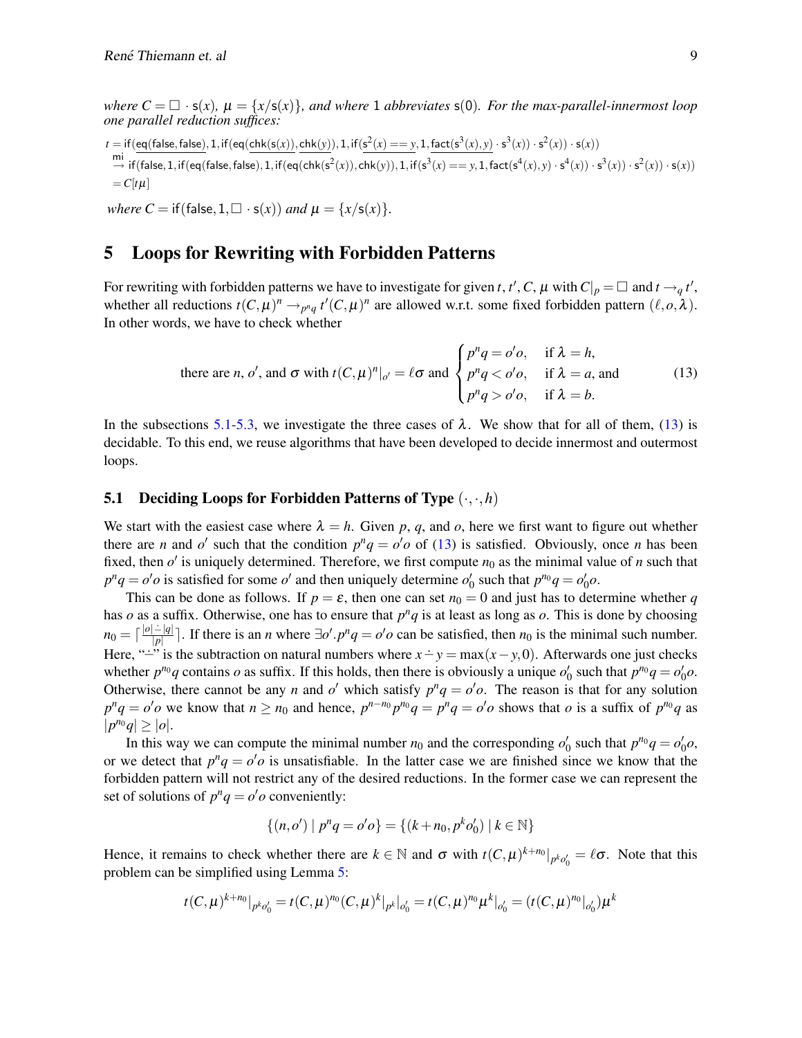*where* $C = \square \cdot \mathsf{s}(x)$*,* $\mu = \{x/\mathsf{s}(x)\}$*, and where* $1$ *abbreviates* $\mathsf{s}(0)$*. For the max-parallel-innermost loop one parallel reduction suffices:*

$$
\begin{aligned}
t &= \mathsf{if}(\underline{\mathsf{eq}(\mathsf{false},\mathsf{false})},1,\mathsf{if}(\mathsf{eq}(\underline{\mathsf{chk}(\mathsf{s}(x))},\underline{\mathsf{chk}(y)}),1,\mathsf{if}(\underline{\mathsf{s}^2(x) == y},1,\underline{\mathsf{fact}(\mathsf{s}^3(x),y)}\cdot \mathsf{s}^3(x))\cdot \mathsf{s}^2(x))\cdot \mathsf{s}(x)) \\
&\overset{\mathsf{mi}}{\to} \mathsf{if}(\mathsf{false},1,\mathsf{if}(\mathsf{eq}(\mathsf{false},\mathsf{false}),1,\mathsf{if}(\mathsf{eq}(\mathsf{chk}(\mathsf{s}^2(x)),\mathsf{chk}(y)),1,\mathsf{if}(\mathsf{s}^3(x) == y,1,\mathsf{fact}(\mathsf{s}^4(x),y)\cdot \mathsf{s}^4(x))\cdot \mathsf{s}^3(x))\cdot \mathsf{s}^2(x))\cdot \mathsf{s}(x)) \\
&= C[t\mu]
\end{aligned}
$$

*where* $C = \mathsf{if}(\mathsf{false},1,\square \cdot \mathsf{s}(x))$ *and* $\mu = \{x/\mathsf{s}(x)\}$*.*

## 5 Loops for Rewriting with Forbidden Patterns

For rewriting with forbidden patterns we have to investigate for given $t, t', C, \mu$ with $C|_p = \square$ and $t \to_q t'$, whether all reductions $t(C,\mu)^n \to_{p^n q} t'(C,\mu)^n$ are allowed w.r.t. some fixed forbidden pattern $(\ell, o, \lambda)$. In other words, we have to check whether

$$
\text{there are } n, o', \text{ and } \sigma \text{ with } t(C,\mu)^n|_{o'} = \ell\sigma \text{ and } \begin{cases} p^n q = o'o, & \text{if } \lambda = h, \\ p^n q < o'o, & \text{if } \lambda = a, \text{ and} \\ p^n q > o'o, & \text{if } \lambda = b. \end{cases} \tag{13}
$$

In the subsections 5.1-5.3, we investigate the three cases of $\lambda$. We show that for all of them, (13) is decidable. To this end, we reuse algorithms that have been developed to decide innermost and outermost loops.

### 5.1 Deciding Loops for Forbidden Patterns of Type $(\cdot,\cdot,h)$

We start with the easiest case where $\lambda = h$. Given $p$, $q$, and $o$, here we first want to figure out whether there are $n$ and $o'$ such that the condition $p^n q = o'o$ of (13) is satisfied. Obviously, once $n$ has been fixed, then $o'$ is uniquely determined. Therefore, we first compute $n_0$ as the minimal value of $n$ such that $p^n q = o'o$ is satisfied for some $o'$ and then uniquely determine $o'_0$ such that $p^{n_0} q = o'_0 o$.

This can be done as follows. If $p = \varepsilon$, then one can set $n_0 = 0$ and just has to determine whether $q$ has $o$ as a suffix. Otherwise, one has to ensure that $p^n q$ is at least as long as $o$. This is done by choosing $n_0 = \lceil \frac{|o| \dot{-} |q|}{|p|} \rceil$. If there is an $n$ where $\exists o'.p^n q = o'o$ can be satisfied, then $n_0$ is the minimal such number. Here, "$\dot{-}$" is the subtraction on natural numbers where $x \dot{-} y = \max(x-y, 0)$. Afterwards one just checks whether $p^{n_0} q$ contains $o$ as suffix. If this holds, then there is obviously a unique $o'_0$ such that $p^{n_0} q = o'_0 o$. Otherwise, there cannot be any $n$ and $o'$ which satisfy $p^n q = o'o$. The reason is that for any solution $p^n q = o'o$ we know that $n \geq n_0$ and hence, $p^{n-n_0} p^{n_0} q = p^n q = o'o$ shows that $o$ is a suffix of $p^{n_0} q$ as $|p^{n_0} q| \geq |o|$.

In this way we can compute the minimal number $n_0$ and the corresponding $o'_0$ such that $p^{n_0} q = o'_0 o$, or we detect that $p^n q = o'o$ is unsatisfiable. In the latter case we are finished since we know that the forbidden pattern will not restrict any of the desired reductions. In the former case we can represent the set of solutions of $p^n q = o'o$ conveniently:

$$
\{(n, o') \mid p^n q = o'o\} = \{(k + n_0, p^k o'_0) \mid k \in \mathbb{N}\}
$$

Hence, it remains to check whether there are $k \in \mathbb{N}$ and $\sigma$ with $t(C,\mu)^{k+n_0}|_{p^k o'_0} = \ell\sigma$. Note that this problem can be simplified using Lemma 5:

$$
t(C,\mu)^{k+n_0}|_{p^k o'_0} = t(C,\mu)^{n_0}(C,\mu)^k|_{p^k}|_{o'_0} = t(C,\mu)^{n_0}\mu^k|_{o'_0} = (t(C,\mu)^{n_0}|_{o'_0})\mu^k
$$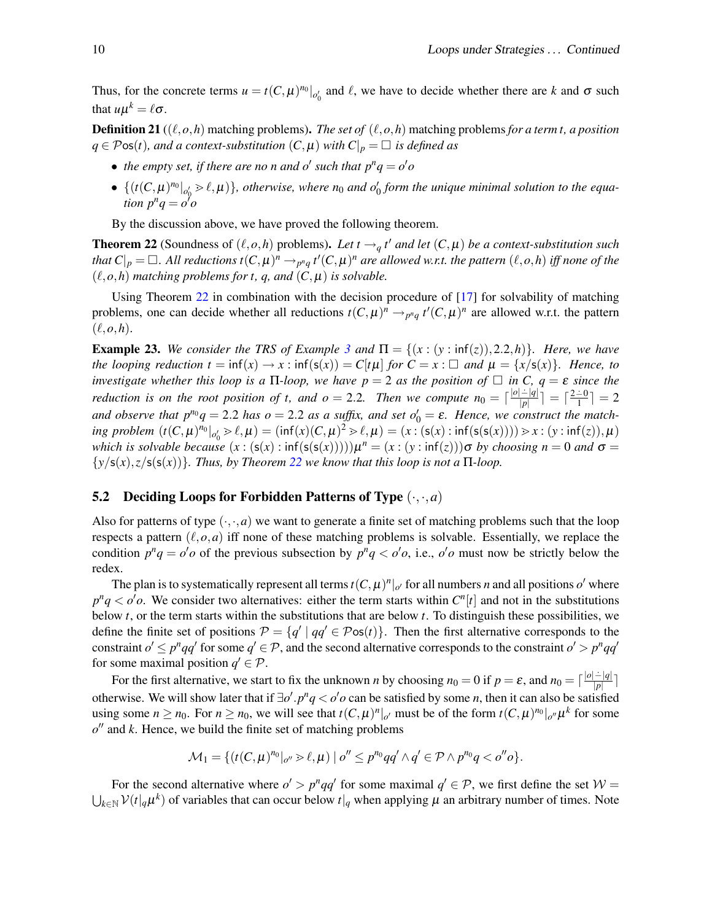Thus, for the concrete terms $u = t(C,\mu)^{n_0}|_{o'_0}$ and $\ell$, we have to decide whether there are $k$ and $\sigma$ such that $u\mu^k = \ell\sigma$.

**Definition 21** (($\ell, o, h$) matching problems). *The set of* $(\ell, o, h)$ matching problems *for a term $t$, a position $q \in \mathcal{P}\mathsf{os}(t)$, and a context-substitution $(C,\mu)$ with $C|_p = \Box$ is defined as*

- *the empty set, if there are no $n$ and $o'$ such that $p^n q = o'o$*
- *$\{(t(C,\mu)^{n_0}|_{o'_0} \gtrdot \ell, \mu)\}$, otherwise, where $n_0$ and $o'_0$ form the unique minimal solution to the equation $p^n q = o'o$*

By the discussion above, we have proved the following theorem.

**Theorem 22** (Soundness of $(\ell, o, h)$ problems). *Let $t \to_q t'$ and let $(C,\mu)$ be a context-substitution such that $C|_p = \Box$. All reductions $t(C,\mu)^n \to_{p^n q} t'(C,\mu)^n$ are allowed w.r.t. the pattern $(\ell, o, h)$ iff none of the $(\ell, o, h)$ matching problems for $t$, $q$, and $(C,\mu)$ is solvable.*

Using Theorem 22 in combination with the decision procedure of [17] for solvability of matching problems, one can decide whether all reductions $t(C,\mu)^n \to_{p^n q} t'(C,\mu)^n$ are allowed w.r.t. the pattern $(\ell, o, h)$.

**Example 23.** *We consider the TRS of Example 3 and $\Pi = \{(x : (y : \mathsf{inf}(z)), 2.2, h)\}$. Here, we have the looping reduction $t = \mathsf{inf}(x) \to x : \mathsf{inf}(\mathsf{s}(x)) = C[t\mu]$ for $C = x : \Box$ and $\mu = \{x/\mathsf{s}(x)\}$. Hence, to investigate whether this loop is a $\Pi$-loop, we have $p = 2$ as the position of $\Box$ in $C$, $q = \varepsilon$ since the reduction is on the root position of $t$, and $o = 2.2$. Then we compute $n_0 = \lceil \frac{|o| \dot{-} |q|}{|p|} \rceil = \lceil \frac{2 \dot{-} 0}{1} \rceil = 2$ and observe that $p^{n_0} q = 2.2$ has $o = 2.2$ as a suffix, and set $o'_0 = \varepsilon$. Hence, we construct the matching problem $(t(C,\mu)^{n_0}|_{o'_0} \gtrdot \ell, \mu) = (\mathsf{inf}(x)(C,\mu)^2 \gtrdot \ell, \mu) = (x : (\mathsf{s}(x) : \mathsf{inf}(\mathsf{s}(\mathsf{s}(x)))) \gtrdot x : (y : \mathsf{inf}(z)), \mu)$ which is solvable because $(x : (\mathsf{s}(x) : \mathsf{inf}(\mathsf{s}(\mathsf{s}(x)))))\mu^n = (x : (y : \mathsf{inf}(z)))\sigma$ by choosing $n = 0$ and $\sigma = \{y/\mathsf{s}(x), z/\mathsf{s}(\mathsf{s}(x))\}$. Thus, by Theorem 22 we know that this loop is not a $\Pi$-loop.*

### 5.2 Deciding Loops for Forbidden Patterns of Type $(\cdot, \cdot, a)$

Also for patterns of type $(\cdot, \cdot, a)$ we want to generate a finite set of matching problems such that the loop respects a pattern $(\ell, o, a)$ iff none of these matching problems is solvable. Essentially, we replace the condition $p^n q = o'o$ of the previous subsection by $p^n q < o'o$, i.e., $o'o$ must now be strictly below the redex.

The plan is to systematically represent all terms $t(C,\mu)^n|_{o'}$ for all numbers $n$ and all positions $o'$ where $p^n q < o'o$. We consider two alternatives: either the term starts within $C^n[t]$ and not in the substitutions below $t$, or the term starts within the substitutions that are below $t$. To distinguish these possibilities, we define the finite set of positions $\mathcal{P} = \{q' \mid qq' \in \mathcal{P}\mathsf{os}(t)\}$. Then the first alternative corresponds to the constraint $o' \le p^n qq'$ for some $q' \in \mathcal{P}$, and the second alternative corresponds to the constraint $o' > p^n qq'$ for some maximal position $q' \in \mathcal{P}$.

For the first alternative, we start to fix the unknown $n$ by choosing $n_0 = 0$ if $p = \varepsilon$, and $n_0 = \lceil \frac{|o| \dot{-} |q|}{|p|} \rceil$ otherwise. We will show later that if $\exists o'. p^n q < o'o$ can be satisfied by some $n$, then it can also be satisfied using some $n \ge n_0$. For $n \ge n_0$, we will see that $t(C,\mu)^n|_{o'}$ must be of the form $t(C,\mu)^{n_0}|_{o''}\mu^k$ for some $o''$ and $k$. Hence, we build the finite set of matching problems

$$\mathcal{M}_1 = \{(t(C,\mu)^{n_0}|_{o''} \gtrdot \ell, \mu) \mid o'' \le p^{n_0} qq' \wedge q' \in \mathcal{P} \wedge p^{n_0} q < o''o\}.$$

For the second alternative where $o' > p^n qq'$ for some maximal $q' \in \mathcal{P}$, we first define the set $\mathcal{W} = \bigcup_{k \in \mathbb{N}} \mathcal{V}(t|_q \mu^k)$ of variables that can occur below $t|_q$ when applying $\mu$ an arbitrary number of times. Note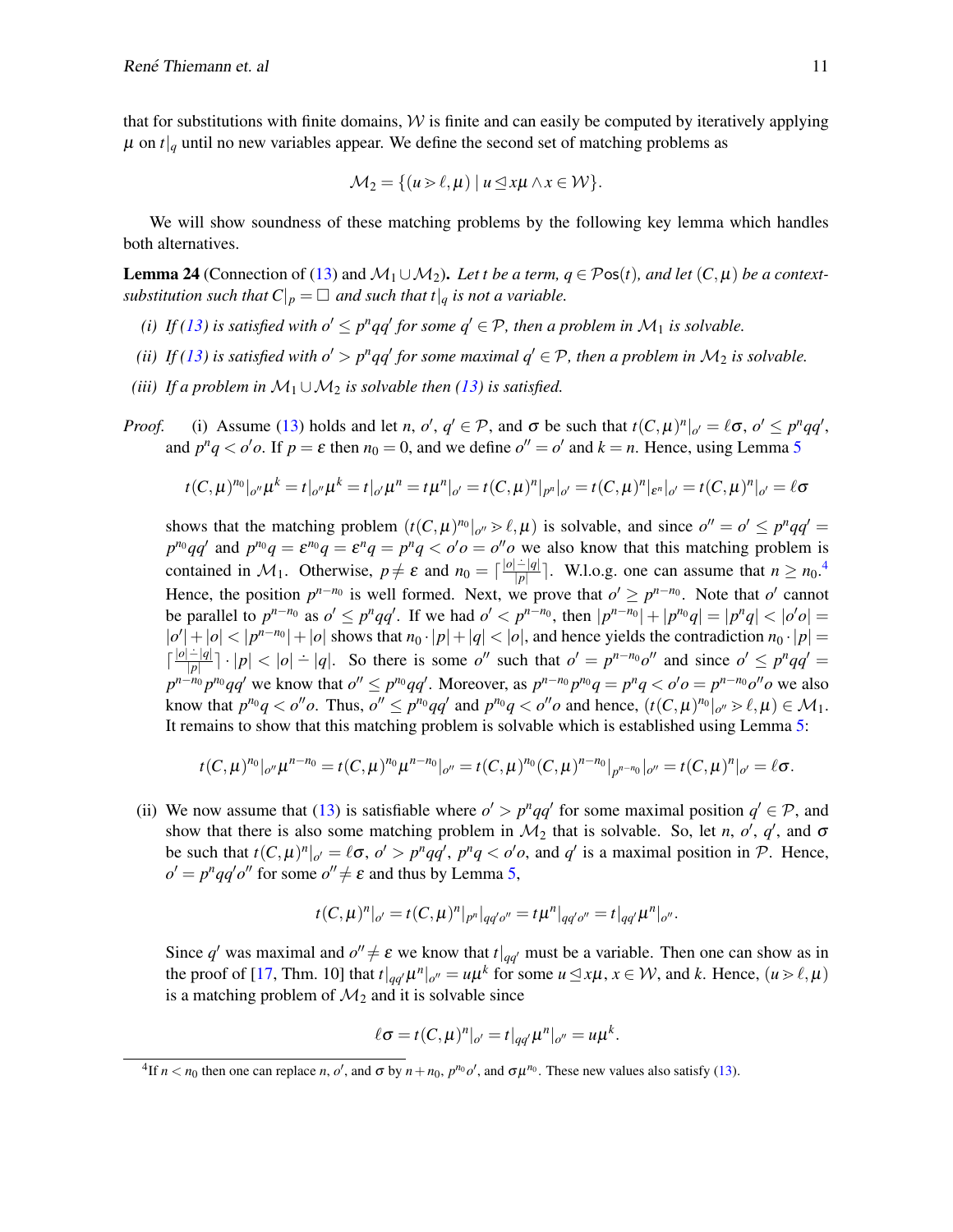that for substitutions with finite domains, $\mathcal{W}$ is finite and can easily be computed by iteratively applying $\mu$ on $t|_q$ until no new variables appear. We define the second set of matching problems as

$$\mathcal{M}_2 = \{(u \mathrel{>\!\!\!\!>} \ell, \mu) \mid u \trianglelefteq x\mu \wedge x \in \mathcal{W}\}.$$

We will show soundness of these matching problems by the following key lemma which handles both alternatives.

**Lemma 24** (Connection of (13) and $\mathcal{M}_1 \cup \mathcal{M}_2$)**.** *Let $t$ be a term, $q \in \mathcal{P}os(t)$, and let $(C, \mu)$ be a context-substitution such that $C|_p = \square$ and such that $t|_q$ is not a variable.*

*(i) If (13) is satisfied with $o' \leq p^n qq'$ for some $q' \in \mathcal{P}$, then a problem in $\mathcal{M}_1$ is solvable.*

*(ii) If (13) is satisfied with $o' > p^n qq'$ for some maximal $q' \in \mathcal{P}$, then a problem in $\mathcal{M}_2$ is solvable.*

*(iii) If a problem in $\mathcal{M}_1 \cup \mathcal{M}_2$ is solvable then (13) is satisfied.*

*Proof.* (i) Assume (13) holds and let $n$, $o'$, $q' \in \mathcal{P}$, and $\sigma$ be such that $t(C,\mu)^n|_{o'} = \ell\sigma$, $o' \leq p^n qq'$, and $p^n q < o'o$. If $p = \varepsilon$ then $n_0 = 0$, and we define $o'' = o'$ and $k = n$. Hence, using Lemma 5

$$t(C,\mu)^{n_0}|_{o''}\mu^k = t|_{o''}\mu^k = t|_{o'}\mu^n = t\mu^n|_{o'} = t(C,\mu)^n|_{p^n}|_{o'} = t(C,\mu)^n|_{\varepsilon^n}|_{o'} = t(C,\mu)^n|_{o'} = \ell\sigma$$

shows that the matching problem $(t(C,\mu)^{n_0}|_{o''} \mathrel{>\!\!\!\!>} \ell, \mu)$ is solvable, and since $o'' = o' \leq p^n qq' = p^{n_0} qq'$ and $p^{n_0} q = \varepsilon^{n_0} q = \varepsilon^n q = p^n q < o'o = o''o$ we also know that this matching problem is contained in $\mathcal{M}_1$. Otherwise, $p \neq \varepsilon$ and $n_0 = \lceil \frac{|o| \dot{-} |q|}{|p|} \rceil$. W.l.o.g. one can assume that $n \geq n_0$.[4] Hence, the position $p^{n-n_0}$ is well formed. Next, we prove that $o' \geq p^{n-n_0}$. Note that $o'$ cannot be parallel to $p^{n-n_0}$ as $o' \leq p^n qq'$. If we had $o' < p^{n-n_0}$, then $|p^{n-n_0}| + |p^{n_0} q| = |p^n q| < |o'o| = |o'| + |o| < |p^{n-n_0}| + |o|$ shows that $n_0 \cdot |p| + |q| < |o|$, and hence yields the contradiction $n_0 \cdot |p| = \lceil \frac{|o| \dot{-} |q|}{|p|} \rceil \cdot |p| < |o| \dot{-} |q|$. So there is some $o''$ such that $o' = p^{n-n_0} o''$ and since $o' \leq p^n qq' = p^{n-n_0} p^{n_0} qq'$ we know that $o'' \leq p^{n_0} qq'$. Moreover, as $p^{n-n_0} p^{n_0} q = p^n q < o'o = p^{n-n_0} o'' o$ we also know that $p^{n_0} q < o'' o$. Thus, $o'' \leq p^{n_0} qq'$ and $p^{n_0} q < o'' o$ and hence, $(t(C,\mu)^{n_0}|_{o''} \mathrel{>\!\!\!\!>} \ell, \mu) \in \mathcal{M}_1$. It remains to show that this matching problem is solvable which is established using Lemma 5:

$$t(C,\mu)^{n_0}|_{o''}\mu^{n-n_0} = t(C,\mu)^{n_0}\mu^{n-n_0}|_{o''} = t(C,\mu)^{n_0}(C,\mu)^{n-n_0}|_{p^{n-n_0}}|_{o''} = t(C,\mu)^n|_{o'} = \ell\sigma.$$

(ii) We now assume that (13) is satisfiable where $o' > p^n qq'$ for some maximal position $q' \in \mathcal{P}$, and show that there is also some matching problem in $\mathcal{M}_2$ that is solvable. So, let $n$, $o'$, $q'$, and $\sigma$ be such that $t(C,\mu)^n|_{o'} = \ell\sigma$, $o' > p^n qq'$, $p^n q < o'o$, and $q'$ is a maximal position in $\mathcal{P}$. Hence, $o' = p^n qq' o''$ for some $o'' \neq \varepsilon$ and thus by Lemma 5,

$$t(C,\mu)^n|_{o'} = t(C,\mu)^n|_{p^n}|_{qq'o''} = t\mu^n|_{qq'o''} = t|_{qq'}\mu^n|_{o''}.$$

Since $q'$ was maximal and $o'' \neq \varepsilon$ we know that $t|_{qq'}$ must be a variable. Then one can show as in the proof of [17, Thm. 10] that $t|_{qq'}\mu^n|_{o''} = u\mu^k$ for some $u \trianglelefteq x\mu$, $x \in \mathcal{W}$, and $k$. Hence, $(u \mathrel{>\!\!\!\!>} \ell, \mu)$ is a matching problem of $\mathcal{M}_2$ and it is solvable since

$$\ell\sigma = t(C,\mu)^n|_{o'} = t|_{qq'}\mu^n|_{o''} = u\mu^k.$$

[4] If $n < n_0$ then one can replace $n$, $o'$, and $\sigma$ by $n + n_0$, $p^{n_0} o'$, and $\sigma\mu^{n_0}$. These new values also satisfy (13).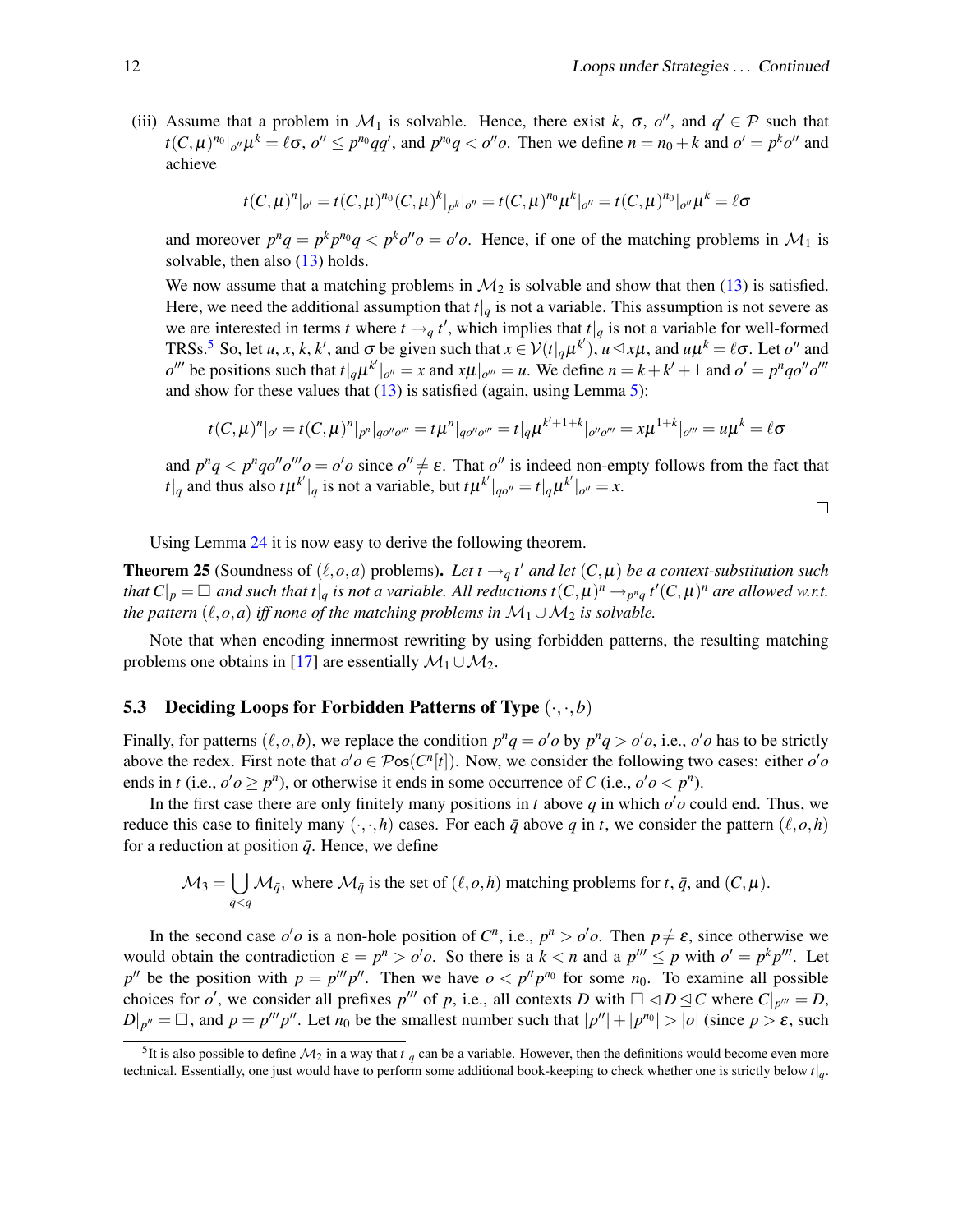(iii) Assume that a problem in $\mathcal{M}_1$ is solvable. Hence, there exist $k$, $\sigma$, $o''$, and $q' \in \mathcal{P}$ such that $t(C,\mu)^{n_0}|_{o''}\mu^k = \ell\sigma$, $o'' \leq p^{n_0}qq'$, and $p^{n_0}q < o''o$. Then we define $n = n_0 + k$ and $o' = p^k o''$ and achieve

$$t(C,\mu)^n|_{o'} = t(C,\mu)^{n_0}(C,\mu)^k|_{p^k}|_{o''} = t(C,\mu)^{n_0}\mu^k|_{o''} = t(C,\mu)^{n_0}|_{o''}\mu^k = \ell\sigma$$

and moreover $p^n q = p^k p^{n_0} q < p^k o'' o = o'o$. Hence, if one of the matching problems in $\mathcal{M}_1$ is solvable, then also (13) holds.

We now assume that a matching problems in $\mathcal{M}_2$ is solvable and show that then (13) is satisfied. Here, we need the additional assumption that $t|_q$ is not a variable. This assumption is not severe as we are interested in terms $t$ where $t \to_q t'$, which implies that $t|_q$ is not a variable for well-formed TRSs.[5] So, let $u$, $x$, $k$, $k'$, and $\sigma$ be given such that $x \in \mathcal{V}(t|_q\mu^{k'})$, $u \trianglelefteq x\mu$, and $u\mu^k = \ell\sigma$. Let $o''$ and $o'''$ be positions such that $t|_q\mu^{k'}|_{o''} = x$ and $x\mu|_{o'''} = u$. We define $n = k + k' + 1$ and $o' = p^n q o'' o'''$ and show for these values that (13) is satisfied (again, using Lemma 5):

$$t(C,\mu)^n|_{o'} = t(C,\mu)^n|_{p^n}|_{qo''o'''} = t\mu^n|_{qo''o'''} = t|_q\mu^{k'+1+k}|_{o''o'''} = x\mu^{1+k}|_{o'''} = u\mu^k = \ell\sigma$$

and $p^n q < p^n q o'' o''' o = o'o$ since $o'' \neq \varepsilon$. That $o''$ is indeed non-empty follows from the fact that $t|_q$ and thus also $t\mu^{k'}|_q$ is not a variable, but $t\mu^{k'}|_{qo''} = t|_q\mu^{k'}|_{o''} = x$.

□

Using Lemma 24 it is now easy to derive the following theorem.

**Theorem 25** (Soundness of $(\ell,o,a)$ problems)**.** *Let $t \to_q t'$ and let $(C,\mu)$ be a context-substitution such that $C|_p = \Box$ and such that $t|_q$ is not a variable. All reductions $t(C,\mu)^n \to_{p^n q} t'(C,\mu)^n$ are allowed w.r.t. the pattern $(\ell,o,a)$ iff none of the matching problems in $\mathcal{M}_1 \cup \mathcal{M}_2$ is solvable.*

Note that when encoding innermost rewriting by using forbidden patterns, the resulting matching problems one obtains in [17] are essentially $\mathcal{M}_1 \cup \mathcal{M}_2$.

### 5.3 Deciding Loops for Forbidden Patterns of Type $(\cdot,\cdot,b)$

Finally, for patterns $(\ell,o,b)$, we replace the condition $p^n q = o'o$ by $p^n q > o'o$, i.e., $o'o$ has to be strictly above the redex. First note that $o'o \in \mathcal{P}os(C^n[t])$. Now, we consider the following two cases: either $o'o$ ends in $t$ (i.e., $o'o \geq p^n$), or otherwise it ends in some occurrence of $C$ (i.e., $o'o < p^n$).

In the first case there are only finitely many positions in $t$ above $q$ in which $o'o$ could end. Thus, we reduce this case to finitely many $(\cdot,\cdot,h)$ cases. For each $\bar{q}$ above $q$ in $t$, we consider the pattern $(\ell,o,h)$ for a reduction at position $\bar{q}$. Hence, we define

$$\mathcal{M}_3 = \bigcup_{\bar{q}<q} \mathcal{M}_{\bar{q}}, \text{ where } \mathcal{M}_{\bar{q}} \text{ is the set of } (\ell,o,h) \text{ matching problems for } t,\, \bar{q}, \text{ and } (C,\mu).$$

In the second case $o'o$ is a non-hole position of $C^n$, i.e., $p^n > o'o$. Then $p \neq \varepsilon$, since otherwise we would obtain the contradiction $\varepsilon = p^n > o'o$. So there is a $k < n$ and a $p''' \leq p$ with $o' = p^k p'''$. Let $p''$ be the position with $p = p'''p''$. Then we have $o < p'' p^{n_0}$ for some $n_0$. To examine all possible choices for $o'$, we consider all prefixes $p'''$ of $p$, i.e., all contexts $D$ with $\Box \triangleleft D \trianglelefteq C$ where $C|_{p'''} = D$, $D|_{p''} = \Box$, and $p = p'''p''$. Let $n_0$ be the smallest number such that $|p''| + |p^{n_0}| > |o|$ (since $p > \varepsilon$, such

[5] It is also possible to define $\mathcal{M}_2$ in a way that $t|_q$ can be a variable. However, then the definitions would become even more technical. Essentially, one just would have to perform some additional book-keeping to check whether one is strictly below $t|_q$.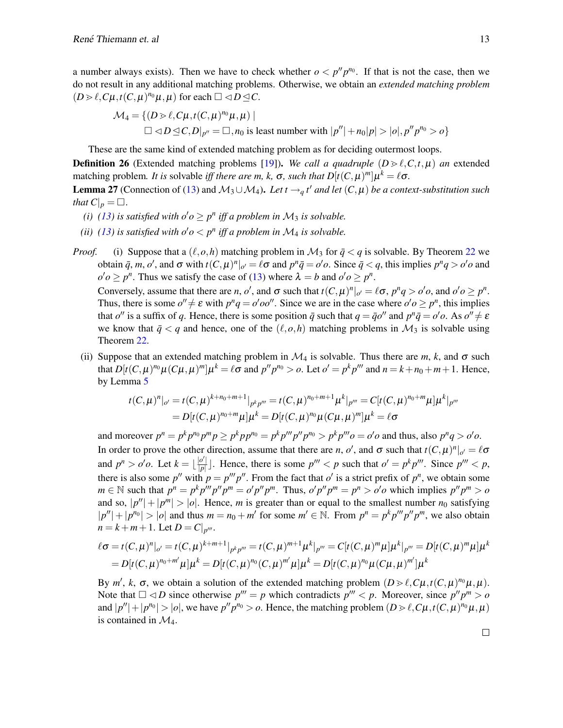a number always exists). Then we have to check whether $o < p'' p^{n_0}$. If that is not the case, then we do not result in any additional matching problems. Otherwise, we obtain an *extended matching problem* $(D \gg \ell, C\mu, t(C,\mu)^{n_0}\mu, \mu)$ for each $\square \lhd D \unlhd C$.

$$\mathcal{M}_4 = \{(D \gg \ell, C\mu, t(C,\mu)^{n_0}\mu, \mu) \mid \\ \square \lhd D \unlhd C, D|_{p''} = \square, n_0 \text{ is least number with } |p''| + n_0|p| > |o|, p'' p^{n_0} > o\}$$

These are the same kind of extended matching problem as for deciding outermost loops.

**Definition 26** (Extended matching problems [19]). *We call a quadruple $(D \gg \ell, C, t, \mu)$ an* extended matching problem*. It is* solvable *iff there are $m$, $k$, $\sigma$, such that $D[t(C,\mu)^m]\mu^k = \ell\sigma$.*

**Lemma 27** (Connection of (13) and $\mathcal{M}_3 \cup \mathcal{M}_4$). *Let $t \rightarrow_q t'$ and let $(C,\mu)$ be a context-substitution such that $C|_p = \square$.*

*(i) (13) is satisfied with $o'o \geq p^n$ iff a problem in $\mathcal{M}_3$ is solvable.*

*(ii) (13) is satisfied with $o'o < p^n$ iff a problem in $\mathcal{M}_4$ is solvable.*

*Proof.* (i) Suppose that a $(\ell, o, h)$ matching problem in $\mathcal{M}_3$ for $\bar{q} < q$ is solvable. By Theorem 22 we obtain $\bar{q}$, $m$, $o'$, and $\sigma$ with $t(C,\mu)^n|_{o'} = \ell\sigma$ and $p^n\bar{q} = o'o$. Since $\bar{q} < q$, this implies $p^n q > o'o$ and $o'o \geq p^n$. Thus we satisfy the case of (13) where $\lambda = b$ and $o'o \geq p^n$.

Conversely, assume that there are $n$, $o'$, and $\sigma$ such that $t(C,\mu)^n|_{o'} = \ell\sigma$, $p^n q > o'o$, and $o'o \geq p^n$. Thus, there is some $o'' \neq \varepsilon$ with $p^n q = o'oo''$. Since we are in the case where $o'o \geq p^n$, this implies that $o''$ is a suffix of $q$. Hence, there is some position $\bar{q}$ such that $q = \bar{q}o''$ and $p^n\bar{q} = o'o$. As $o'' \neq \varepsilon$ we know that $\bar{q} < q$ and hence, one of the $(\ell, o, h)$ matching problems in $\mathcal{M}_3$ is solvable using Theorem 22.

(ii) Suppose that an extended matching problem in $\mathcal{M}_4$ is solvable. Thus there are $m$, $k$, and $\sigma$ such that $D[t(C,\mu)^{n_0}\mu(C\mu,\mu)^m]\mu^k = \ell\sigma$ and $p''p^{n_0} > o$. Let $o' = p^k p'''$ and $n = k + n_0 + m + 1$. Hence, by Lemma 5

$$\begin{aligned} t(C,\mu)^n|_{o'} &= t(C,\mu)^{k+n_0+m+1}|_{p^k p'''} = t(C,\mu)^{n_0+m+1}\mu^k|_{p'''} = C[t(C,\mu)^{n_0+m}\mu]\mu^k|_{p'''} \\ &= D[t(C,\mu)^{n_0+m}\mu]\mu^k = D[t(C,\mu)^{n_0}\mu(C\mu,\mu)^m]\mu^k = \ell\sigma \end{aligned}$$

and moreover $p^n = p^k p^{n_0} p^m p \geq p^k p p^{n_0} = p^k p''' p'' p^{n_0} > p^k p''' o = o'o$ and thus, also $p^n q > o'o$.

In order to prove the other direction, assume that there are $n$, $o'$, and $\sigma$ such that $t(C,\mu)^n|_{o'} = \ell\sigma$ and $p^n > o'o$. Let $k = \lfloor \frac{|o'|}{|p|} \rfloor$. Hence, there is some $p''' < p$ such that $o' = p^k p'''$. Since $p''' < p$, there is also some $p''$ with $p = p''' p''$. From the fact that $o'$ is a strict prefix of $p^n$, we obtain some $m \in \mathbb{N}$ such that $p^n = p^k p''' p'' p^m = o' p'' p^m$. Thus, $o' p'' p^m = p^n > o'o$ which implies $p'' p^m > o$ and so, $|p''| + |p^m| > |o|$. Hence, $m$ is greater than or equal to the smallest number $n_0$ satisfying $|p''| + |p^{n_0}| > |o|$ and thus $m = n_0 + m'$ for some $m' \in \mathbb{N}$. From $p^n = p^k p''' p'' p^m$, we also obtain $n = k + m + 1$. Let $D = C|_{p'''}$.

$$\begin{aligned} \ell\sigma &= t(C,\mu)^n|_{o'} = t(C,\mu)^{k+m+1}|_{p^k p'''} = t(C,\mu)^{m+1}\mu^k|_{p'''} = C[t(C,\mu)^m\mu]\mu^k|_{p'''} = D[t(C,\mu)^m\mu]\mu^k \\ &= D[t(C,\mu)^{n_0+m'}\mu]\mu^k = D[t(C,\mu)^{n_0}(C,\mu)^{m'}\mu]\mu^k = D[t(C,\mu)^{n_0}\mu(C\mu,\mu)^{m'}]\mu^k \end{aligned}$$

By $m'$, $k$, $\sigma$, we obtain a solution of the extended matching problem $(D \gg \ell, C\mu, t(C,\mu)^{n_0}\mu, \mu)$. Note that $\square \lhd D$ since otherwise $p''' = p$ which contradicts $p''' < p$. Moreover, since $p'' p^m > o$ and $|p''| + |p^{n_0}| > |o|$, we have $p'' p^{n_0} > o$. Hence, the matching problem $(D \gg \ell, C\mu, t(C,\mu)^{n_0}\mu, \mu)$ is contained in $\mathcal{M}_4$.

$\square$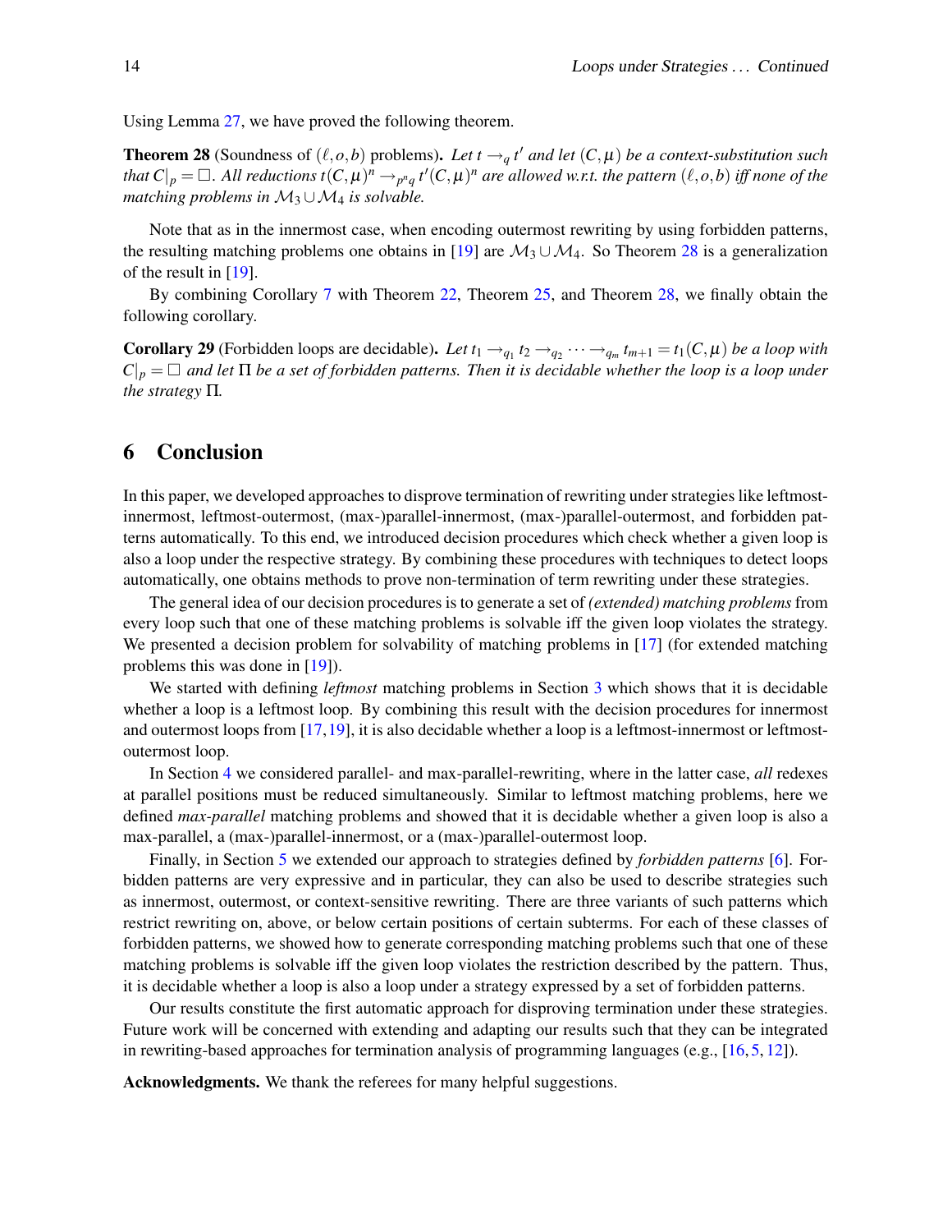Using Lemma 27, we have proved the following theorem.

**Theorem 28** (Soundness of $(\ell, o, b)$ problems). *Let $t \to_q t'$ and let $(C, \mu)$ be a context-substitution such that $C|_p = \Box$. All reductions $t(C,\mu)^n \to_{p^n q} t'(C,\mu)^n$ are allowed w.r.t. the pattern $(\ell, o, b)$ iff none of the matching problems in $\mathcal{M}_3 \cup \mathcal{M}_4$ is solvable.*

Note that as in the innermost case, when encoding outermost rewriting by using forbidden patterns, the resulting matching problems one obtains in [19] are $\mathcal{M}_3 \cup \mathcal{M}_4$. So Theorem 28 is a generalization of the result in [19].

By combining Corollary 7 with Theorem 22, Theorem 25, and Theorem 28, we finally obtain the following corollary.

**Corollary 29** (Forbidden loops are decidable). *Let $t_1 \to_{q_1} t_2 \to_{q_2} \cdots \to_{q_m} t_{m+1} = t_1(C,\mu)$ be a loop with $C|_p = \Box$ and let $\Pi$ be a set of forbidden patterns. Then it is decidable whether the loop is a loop under the strategy $\Pi$.*

## 6 Conclusion

In this paper, we developed approaches to disprove termination of rewriting under strategies like leftmost-innermost, leftmost-outermost, (max-)parallel-innermost, (max-)parallel-outermost, and forbidden patterns automatically. To this end, we introduced decision procedures which check whether a given loop is also a loop under the respective strategy. By combining these procedures with techniques to detect loops automatically, one obtains methods to prove non-termination of term rewriting under these strategies.

The general idea of our decision procedures is to generate a set of *(extended) matching problems* from every loop such that one of these matching problems is solvable iff the given loop violates the strategy. We presented a decision problem for solvability of matching problems in [17] (for extended matching problems this was done in [19]).

We started with defining *leftmost* matching problems in Section 3 which shows that it is decidable whether a loop is a leftmost loop. By combining this result with the decision procedures for innermost and outermost loops from [17, 19], it is also decidable whether a loop is a leftmost-innermost or leftmost-outermost loop.

In Section 4 we considered parallel- and max-parallel-rewriting, where in the latter case, *all* redexes at parallel positions must be reduced simultaneously. Similar to leftmost matching problems, here we defined *max-parallel* matching problems and showed that it is decidable whether a given loop is also a max-parallel, a (max-)parallel-innermost, or a (max-)parallel-outermost loop.

Finally, in Section 5 we extended our approach to strategies defined by *forbidden patterns* [6]. Forbidden patterns are very expressive and in particular, they can also be used to describe strategies such as innermost, outermost, or context-sensitive rewriting. There are three variants of such patterns which restrict rewriting on, above, or below certain positions of certain subterms. For each of these classes of forbidden patterns, we showed how to generate corresponding matching problems such that one of these matching problems is solvable iff the given loop violates the restriction described by the pattern. Thus, it is decidable whether a loop is also a loop under a strategy expressed by a set of forbidden patterns.

Our results constitute the first automatic approach for disproving termination under these strategies. Future work will be concerned with extending and adapting our results such that they can be integrated in rewriting-based approaches for termination analysis of programming languages (e.g., [16, 5, 12]).

**Acknowledgments.** We thank the referees for many helpful suggestions.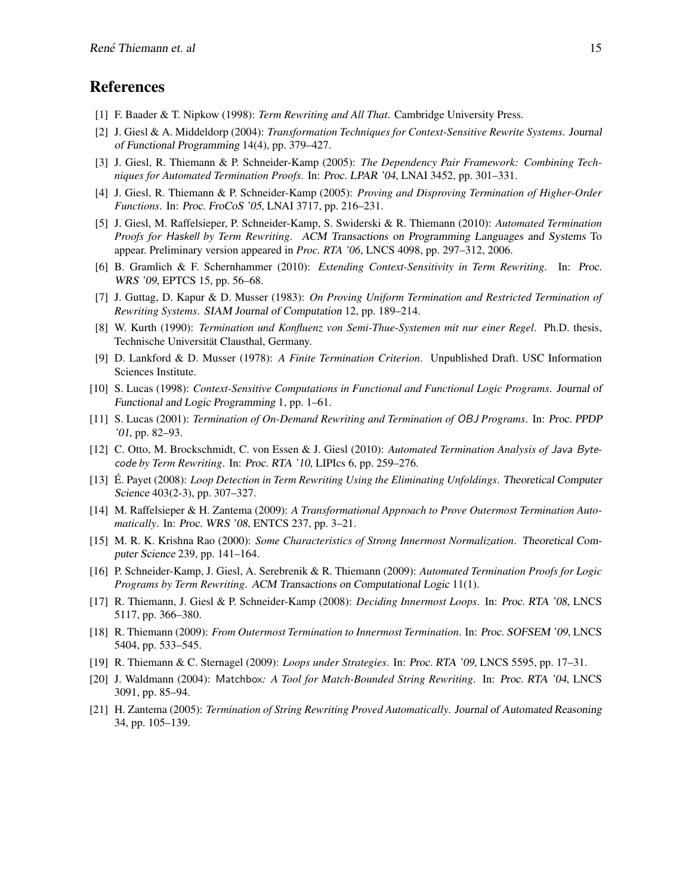## References

[1] F. Baader & T. Nipkow (1998): *Term Rewriting and All That*. Cambridge University Press.

[2] J. Giesl & A. Middeldorp (2004): *Transformation Techniques for Context-Sensitive Rewrite Systems*. Journal of Functional Programming 14(4), pp. 379–427.

[3] J. Giesl, R. Thiemann & P. Schneider-Kamp (2005): *The Dependency Pair Framework: Combining Techniques for Automated Termination Proofs*. In: Proc. LPAR '04, LNAI 3452, pp. 301–331.

[4] J. Giesl, R. Thiemann & P. Schneider-Kamp (2005): *Proving and Disproving Termination of Higher-Order Functions*. In: Proc. FroCoS '05, LNAI 3717, pp. 216–231.

[5] J. Giesl, M. Raffelsieper, P. Schneider-Kamp, S. Swiderski & R. Thiemann (2010): *Automated Termination Proofs for Haskell by Term Rewriting*. ACM Transactions on Programming Languages and Systems To appear. Preliminary version appeared in *Proc. RTA '06*, LNCS 4098, pp. 297–312, 2006.

[6] B. Gramlich & F. Schernhammer (2010): *Extending Context-Sensitivity in Term Rewriting*. In: Proc. WRS '09, EPTCS 15, pp. 56–68.

[7] J. Guttag, D. Kapur & D. Musser (1983): *On Proving Uniform Termination and Restricted Termination of Rewriting Systems*. SIAM Journal of Computation 12, pp. 189–214.

[8] W. Kurth (1990): *Termination und Konfluenz von Semi-Thue-Systemen mit nur einer Regel*. Ph.D. thesis, Technische Universität Clausthal, Germany.

[9] D. Lankford & D. Musser (1978): *A Finite Termination Criterion*. Unpublished Draft. USC Information Sciences Institute.

[10] S. Lucas (1998): *Context-Sensitive Computations in Functional and Functional Logic Programs*. Journal of Functional and Logic Programming 1, pp. 1–61.

[11] S. Lucas (2001): *Termination of On-Demand Rewriting and Termination of OBJ Programs*. In: Proc. PPDP '01, pp. 82–93.

[12] C. Otto, M. Brockschmidt, C. von Essen & J. Giesl (2010): *Automated Termination Analysis of Java Bytecode by Term Rewriting*. In: Proc. RTA '10, LIPIcs 6, pp. 259–276.

[13] É. Payet (2008): *Loop Detection in Term Rewriting Using the Eliminating Unfoldings*. Theoretical Computer Science 403(2-3), pp. 307–327.

[14] M. Raffelsieper & H. Zantema (2009): *A Transformational Approach to Prove Outermost Termination Automatically*. In: Proc. WRS '08, ENTCS 237, pp. 3–21.

[15] M. R. K. Krishna Rao (2000): *Some Characteristics of Strong Innermost Normalization*. Theoretical Computer Science 239, pp. 141–164.

[16] P. Schneider-Kamp, J. Giesl, A. Serebrenik & R. Thiemann (2009): *Automated Termination Proofs for Logic Programs by Term Rewriting*. ACM Transactions on Computational Logic 11(1).

[17] R. Thiemann, J. Giesl & P. Schneider-Kamp (2008): *Deciding Innermost Loops*. In: Proc. RTA '08, LNCS 5117, pp. 366–380.

[18] R. Thiemann (2009): *From Outermost Termination to Innermost Termination*. In: Proc. SOFSEM '09, LNCS 5404, pp. 533–545.

[19] R. Thiemann & C. Sternagel (2009): *Loops under Strategies*. In: Proc. RTA '09, LNCS 5595, pp. 17–31.

[20] J. Waldmann (2004): *Matchbox: A Tool for Match-Bounded String Rewriting*. In: Proc. RTA '04, LNCS 3091, pp. 85–94.

[21] H. Zantema (2005): *Termination of String Rewriting Proved Automatically*. Journal of Automated Reasoning 34, pp. 105–139.